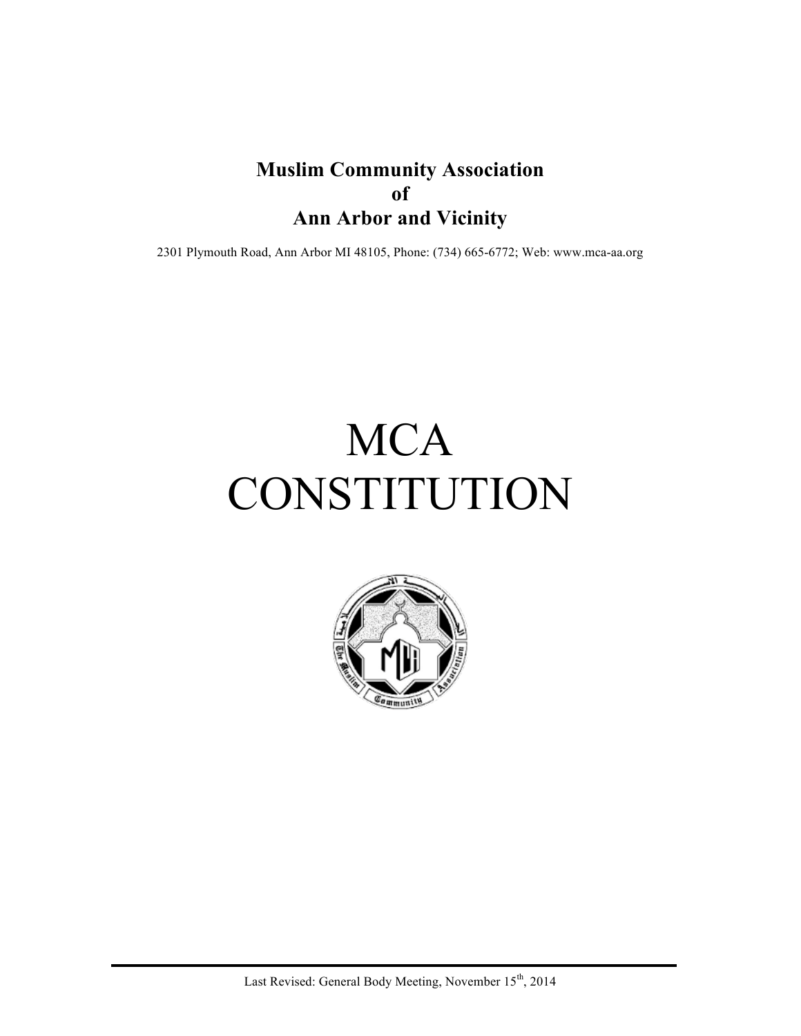**Muslim Community Association**
**of**
**Ann Arbor and Vicinity**

2301 Plymouth Road, Ann Arbor MI 48105, Phone: (734) 665-6772; Web: www.mca-aa.org

# MCA CONSTITUTION

Last Revised: General Body Meeting, November 15th, 2014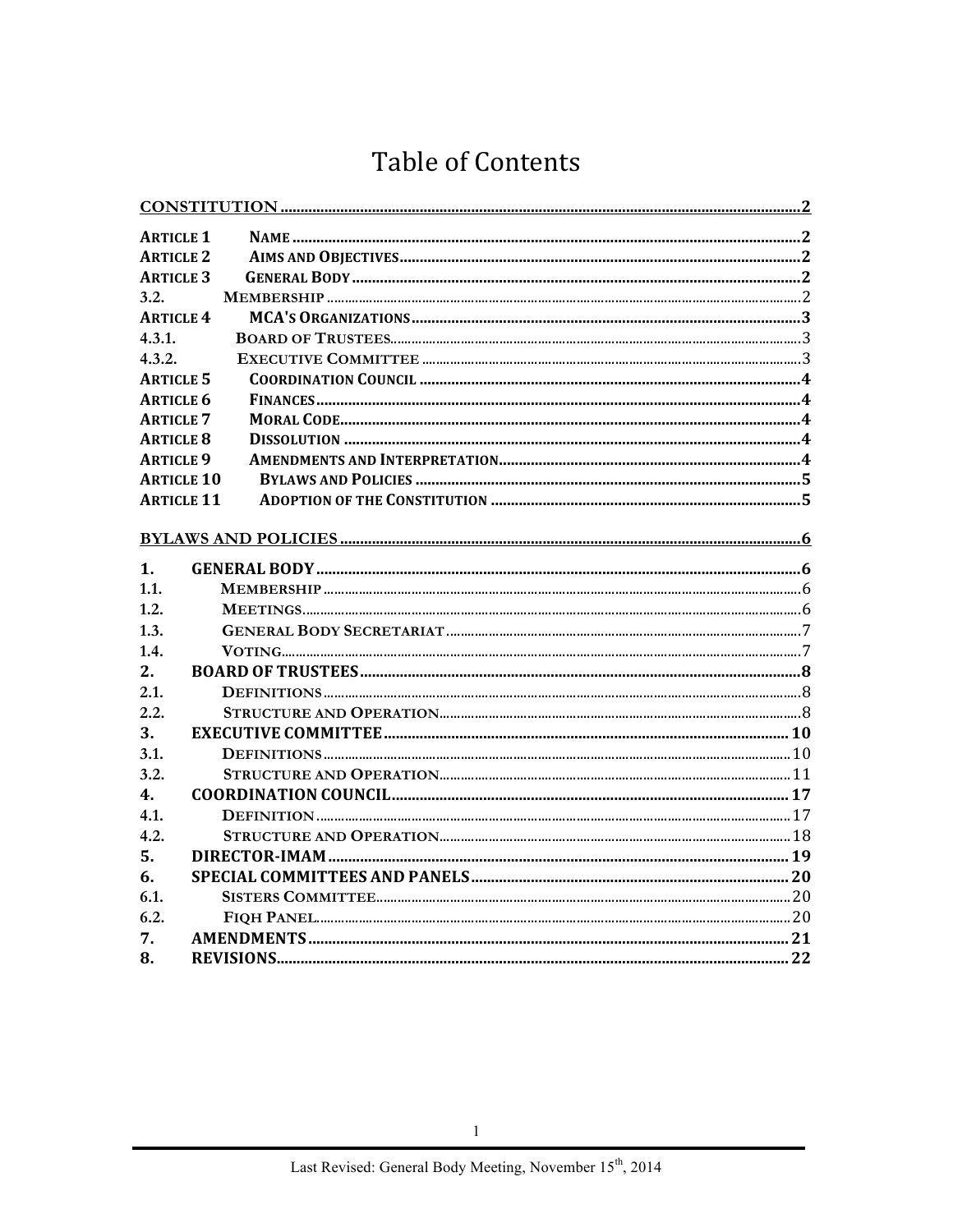# Table of Contents

CONSTITUTION ....................................................................................................................2

ARTICLE 1 NAME ....................................................................................................................2
ARTICLE 2 AIMS AND OBJECTIVES ......................................................................................2
ARTICLE 3 GENERAL BODY ....................................................................................................2
3.2. MEMBERSHIP ......................................................................................................................2
ARTICLE 4 MCA'S ORGANIZATIONS ......................................................................................3
4.3.1. BOARD OF TRUSTEES .......................................................................................................3
4.3.2. EXECUTIVE COMMITTEE ..................................................................................................3
ARTICLE 5 COORDINATION COUNCIL ....................................................................................4
ARTICLE 6 FINANCES ..............................................................................................................4
ARTICLE 7 MORAL CODE ........................................................................................................4
ARTICLE 8 DISSOLUTION ........................................................................................................4
ARTICLE 9 AMENDMENTS AND INTERPRETATION .................................................................4
ARTICLE 10 BYLAWS AND POLICIES ......................................................................................5
ARTICLE 11 ADOPTION OF THE CONSTITUTION ....................................................................5

BYLAWS AND POLICIES ..........................................................................................................6

1. GENERAL BODY ....................................................................................................................6
1.1. MEMBERSHIP ......................................................................................................................6
1.2. MEETINGS ...........................................................................................................................6
1.3. GENERAL BODY SECRETARIAT ..........................................................................................7
1.4. VOTING ...............................................................................................................................7
2. BOARD OF TRUSTEES ...........................................................................................................8
2.1. DEFINITIONS .......................................................................................................................8
2.2. STRUCTURE AND OPERATION .............................................................................................8
3. EXECUTIVE COMMITTEE .....................................................................................................10
3.1. DEFINITIONS .....................................................................................................................10
3.2. STRUCTURE AND OPERATION ...........................................................................................11
4. COORDINATION COUNCIL ...................................................................................................17
4.1. DEFINITION .......................................................................................................................17
4.2. STRUCTURE AND OPERATION ...........................................................................................18
5. DIRECTOR-IMAM .................................................................................................................19
6. SPECIAL COMMITTEES AND PANELS ....................................................................................20
6.1. SISTERS COMMITTEE .........................................................................................................20
6.2. FIQH PANEL .......................................................................................................................20
7. AMENDMENTS .....................................................................................................................21
8. REVISIONS ...........................................................................................................................22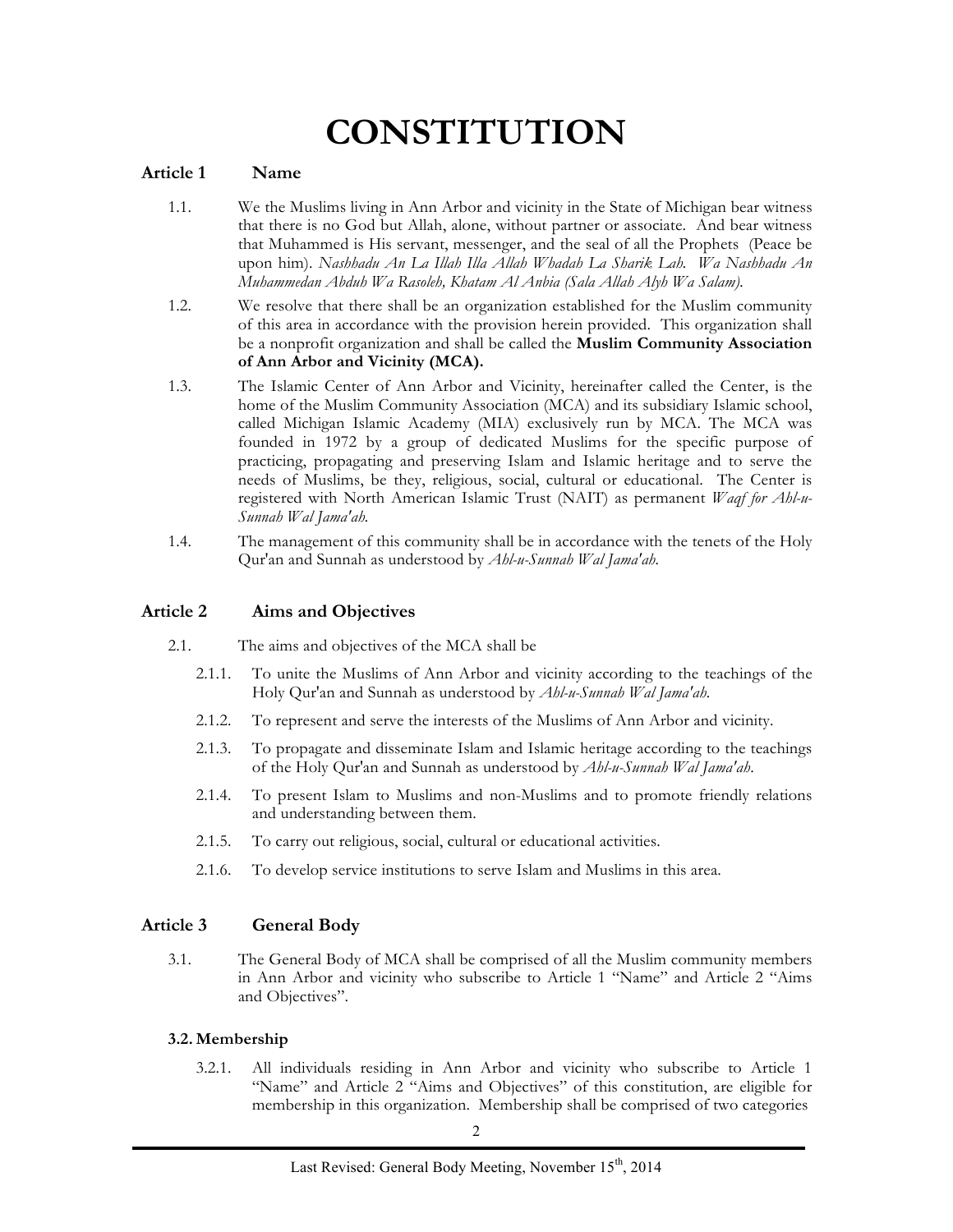# CONSTITUTION

## Article 1 Name

1.1. We the Muslims living in Ann Arbor and vicinity in the State of Michigan bear witness that there is no God but Allah, alone, without partner or associate. And bear witness that Muhammed is His servant, messenger, and the seal of all the Prophets (Peace be upon him). *Nashhadu An La Illah Illa Allah Whadah La Sharik Lah. Wa Nashhadu An Muhammedan Abduh Wa Rasoleh, Khatam Al Anbia (Sala Allah Alyh Wa Salam).*

1.2. We resolve that there shall be an organization established for the Muslim community of this area in accordance with the provision herein provided. This organization shall be a nonprofit organization and shall be called the **Muslim Community Association of Ann Arbor and Vicinity (MCA).**

1.3. The Islamic Center of Ann Arbor and Vicinity, hereinafter called the Center, is the home of the Muslim Community Association (MCA) and its subsidiary Islamic school, called Michigan Islamic Academy (MIA) exclusively run by MCA. The MCA was founded in 1972 by a group of dedicated Muslims for the specific purpose of practicing, propagating and preserving Islam and Islamic heritage and to serve the needs of Muslims, be they, religious, social, cultural or educational. The Center is registered with North American Islamic Trust (NAIT) as permanent *Waqf for Ahl-u-Sunnah Wal Jama'ah.*

1.4. The management of this community shall be in accordance with the tenets of the Holy Qur'an and Sunnah as understood by *Ahl-u-Sunnah Wal Jama'ah.*

## Article 2 Aims and Objectives

2.1. The aims and objectives of the MCA shall be

2.1.1. To unite the Muslims of Ann Arbor and vicinity according to the teachings of the Holy Qur'an and Sunnah as understood by *Ahl-u-Sunnah Wal Jama'ah.*

2.1.2. To represent and serve the interests of the Muslims of Ann Arbor and vicinity.

2.1.3. To propagate and disseminate Islam and Islamic heritage according to the teachings of the Holy Qur'an and Sunnah as understood by *Ahl-u-Sunnah Wal Jama'ah.*

2.1.4. To present Islam to Muslims and non-Muslims and to promote friendly relations and understanding between them.

2.1.5. To carry out religious, social, cultural or educational activities.

2.1.6. To develop service institutions to serve Islam and Muslims in this area.

## Article 3 General Body

3.1. The General Body of MCA shall be comprised of all the Muslim community members in Ann Arbor and vicinity who subscribe to Article 1 "Name" and Article 2 "Aims and Objectives".

### 3.2. Membership

3.2.1. All individuals residing in Ann Arbor and vicinity who subscribe to Article 1 "Name" and Article 2 "Aims and Objectives" of this constitution, are eligible for membership in this organization. Membership shall be comprised of two categories

Last Revised: General Body Meeting, November 15th, 2014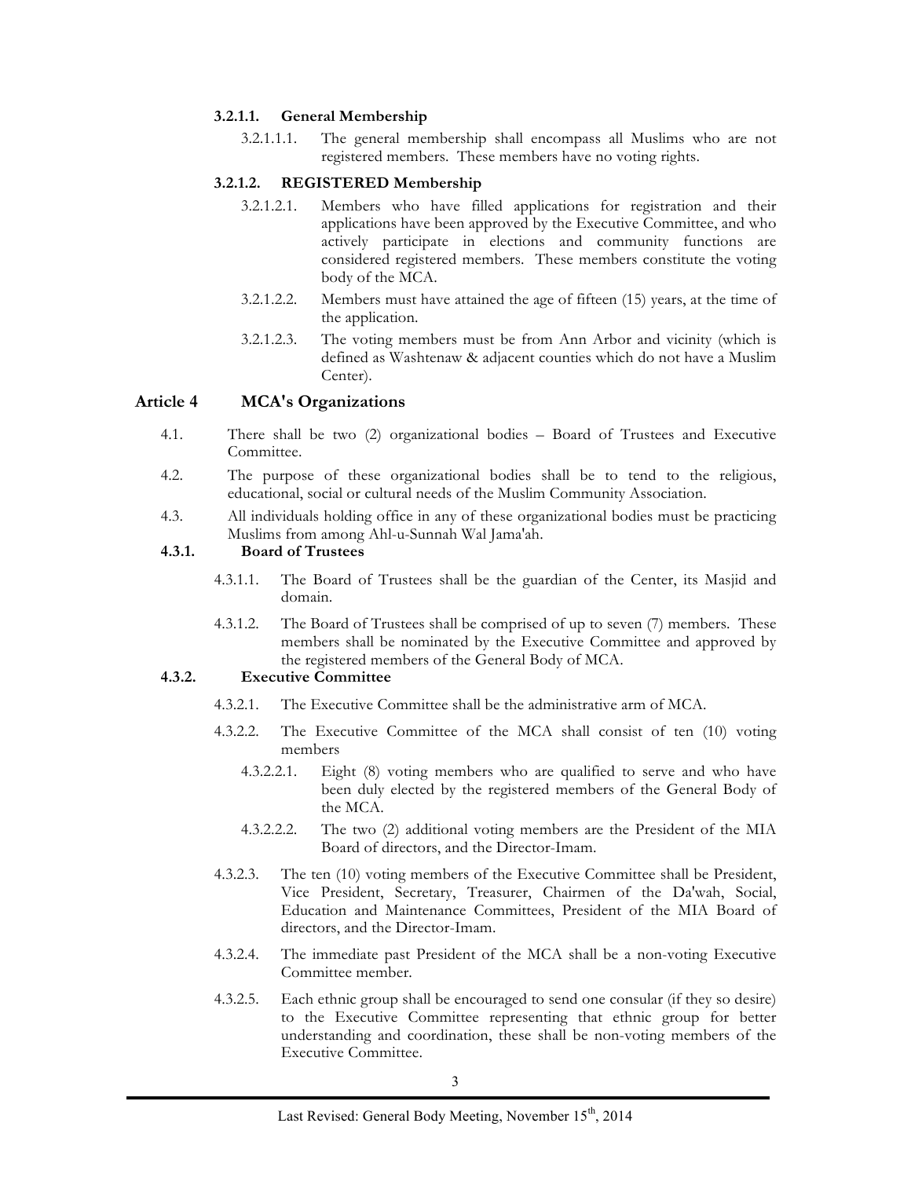**3.2.1.1. General Membership**

3.2.1.1.1. The general membership shall encompass all Muslims who are not registered members. These members have no voting rights.

**3.2.1.2. REGISTERED Membership**

3.2.1.2.1. Members who have filled applications for registration and their applications have been approved by the Executive Committee, and who actively participate in elections and community functions are considered registered members. These members constitute the voting body of the MCA.

3.2.1.2.2. Members must have attained the age of fifteen (15) years, at the time of the application.

3.2.1.2.3. The voting members must be from Ann Arbor and vicinity (which is defined as Washtenaw & adjacent counties which do not have a Muslim Center).

## Article 4 MCA's Organizations

4.1. There shall be two (2) organizational bodies – Board of Trustees and Executive Committee.

4.2. The purpose of these organizational bodies shall be to tend to the religious, educational, social or cultural needs of the Muslim Community Association.

4.3. All individuals holding office in any of these organizational bodies must be practicing Muslims from among Ahl-u-Sunnah Wal Jama'ah.

**4.3.1. Board of Trustees**

4.3.1.1. The Board of Trustees shall be the guardian of the Center, its Masjid and domain.

4.3.1.2. The Board of Trustees shall be comprised of up to seven (7) members. These members shall be nominated by the Executive Committee and approved by the registered members of the General Body of MCA.

**4.3.2. Executive Committee**

4.3.2.1. The Executive Committee shall be the administrative arm of MCA.

4.3.2.2. The Executive Committee of the MCA shall consist of ten (10) voting members

4.3.2.2.1. Eight (8) voting members who are qualified to serve and who have been duly elected by the registered members of the General Body of the MCA.

4.3.2.2.2. The two (2) additional voting members are the President of the MIA Board of directors, and the Director-Imam.

4.3.2.3. The ten (10) voting members of the Executive Committee shall be President, Vice President, Secretary, Treasurer, Chairmen of the Da'wah, Social, Education and Maintenance Committees, President of the MIA Board of directors, and the Director-Imam.

4.3.2.4. The immediate past President of the MCA shall be a non-voting Executive Committee member.

4.3.2.5. Each ethnic group shall be encouraged to send one consular (if they so desire) to the Executive Committee representing that ethnic group for better understanding and coordination, these shall be non-voting members of the Executive Committee.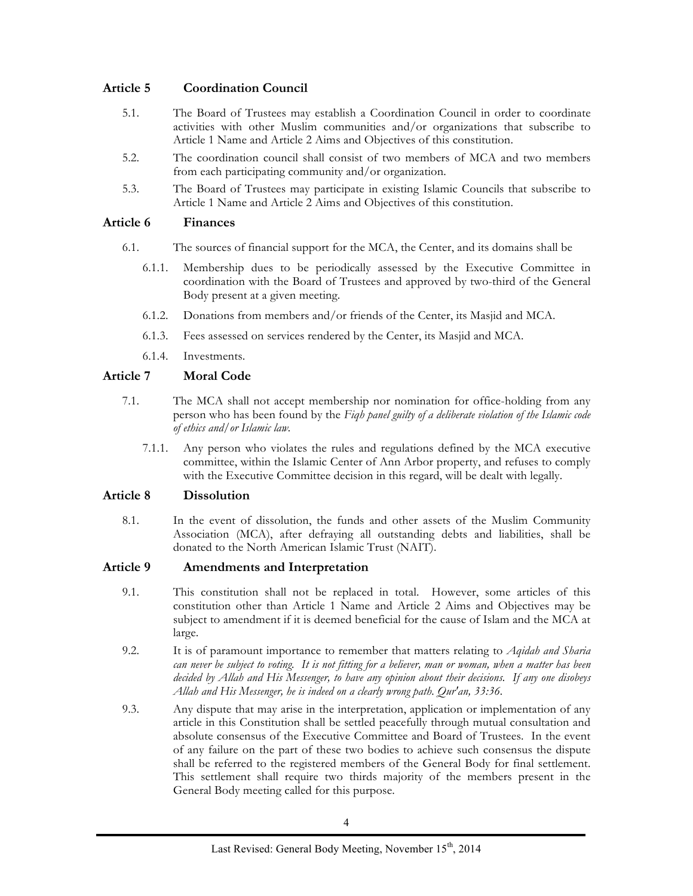## Article 5 Coordination Council

5.1. The Board of Trustees may establish a Coordination Council in order to coordinate activities with other Muslim communities and/or organizations that subscribe to Article 1 Name and Article 2 Aims and Objectives of this constitution.

5.2. The coordination council shall consist of two members of MCA and two members from each participating community and/or organization.

5.3. The Board of Trustees may participate in existing Islamic Councils that subscribe to Article 1 Name and Article 2 Aims and Objectives of this constitution.

## Article 6 Finances

6.1. The sources of financial support for the MCA, the Center, and its domains shall be

6.1.1. Membership dues to be periodically assessed by the Executive Committee in coordination with the Board of Trustees and approved by two-third of the General Body present at a given meeting.

6.1.2. Donations from members and/or friends of the Center, its Masjid and MCA.

6.1.3. Fees assessed on services rendered by the Center, its Masjid and MCA.

6.1.4. Investments.

## Article 7 Moral Code

7.1. The MCA shall not accept membership nor nomination for office-holding from any person who has been found by the *Fiqh panel guilty of a deliberate violation of the Islamic code of ethics and/or Islamic law*.

7.1.1. Any person who violates the rules and regulations defined by the MCA executive committee, within the Islamic Center of Ann Arbor property, and refuses to comply with the Executive Committee decision in this regard, will be dealt with legally.

## Article 8 Dissolution

8.1. In the event of dissolution, the funds and other assets of the Muslim Community Association (MCA), after defraying all outstanding debts and liabilities, shall be donated to the North American Islamic Trust (NAIT).

## Article 9 Amendments and Interpretation

9.1. This constitution shall not be replaced in total. However, some articles of this constitution other than Article 1 Name and Article 2 Aims and Objectives may be subject to amendment if it is deemed beneficial for the cause of Islam and the MCA at large.

9.2. It is of paramount importance to remember that matters relating to *Aqidah and Sharia can never be subject to voting. It is not fitting for a believer, man or woman, when a matter has been decided by Allah and His Messenger, to have any opinion about their decisions. If any one disobeys Allah and His Messenger, he is indeed on a clearly wrong path. Qur'an, 33:36.*

9.3. Any dispute that may arise in the interpretation, application or implementation of any article in this Constitution shall be settled peacefully through mutual consultation and absolute consensus of the Executive Committee and Board of Trustees. In the event of any failure on the part of these two bodies to achieve such consensus the dispute shall be referred to the registered members of the General Body for final settlement. This settlement shall require two thirds majority of the members present in the General Body meeting called for this purpose.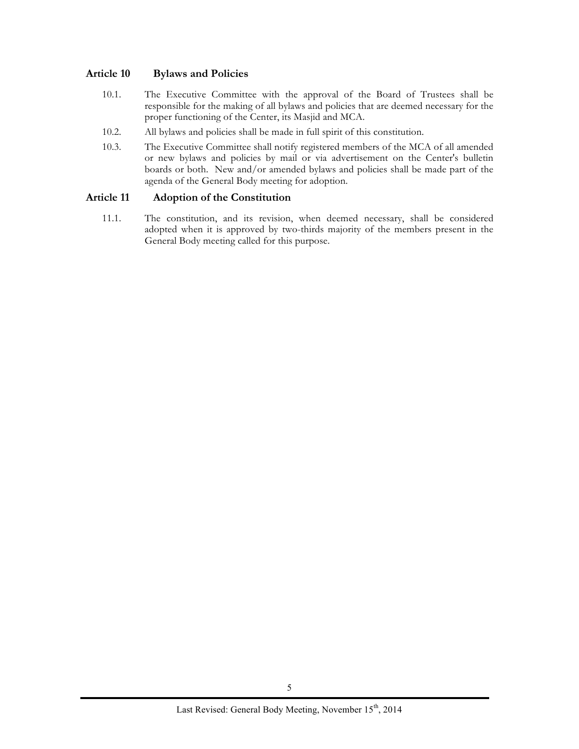## Article 10 Bylaws and Policies

10.1. The Executive Committee with the approval of the Board of Trustees shall be responsible for the making of all bylaws and policies that are deemed necessary for the proper functioning of the Center, its Masjid and MCA.

10.2. All bylaws and policies shall be made in full spirit of this constitution.

10.3. The Executive Committee shall notify registered members of the MCA of all amended or new bylaws and policies by mail or via advertisement on the Center's bulletin boards or both. New and/or amended bylaws and policies shall be made part of the agenda of the General Body meeting for adoption.

## Article 11 Adoption of the Constitution

11.1. The constitution, and its revision, when deemed necessary, shall be considered adopted when it is approved by two-thirds majority of the members present in the General Body meeting called for this purpose.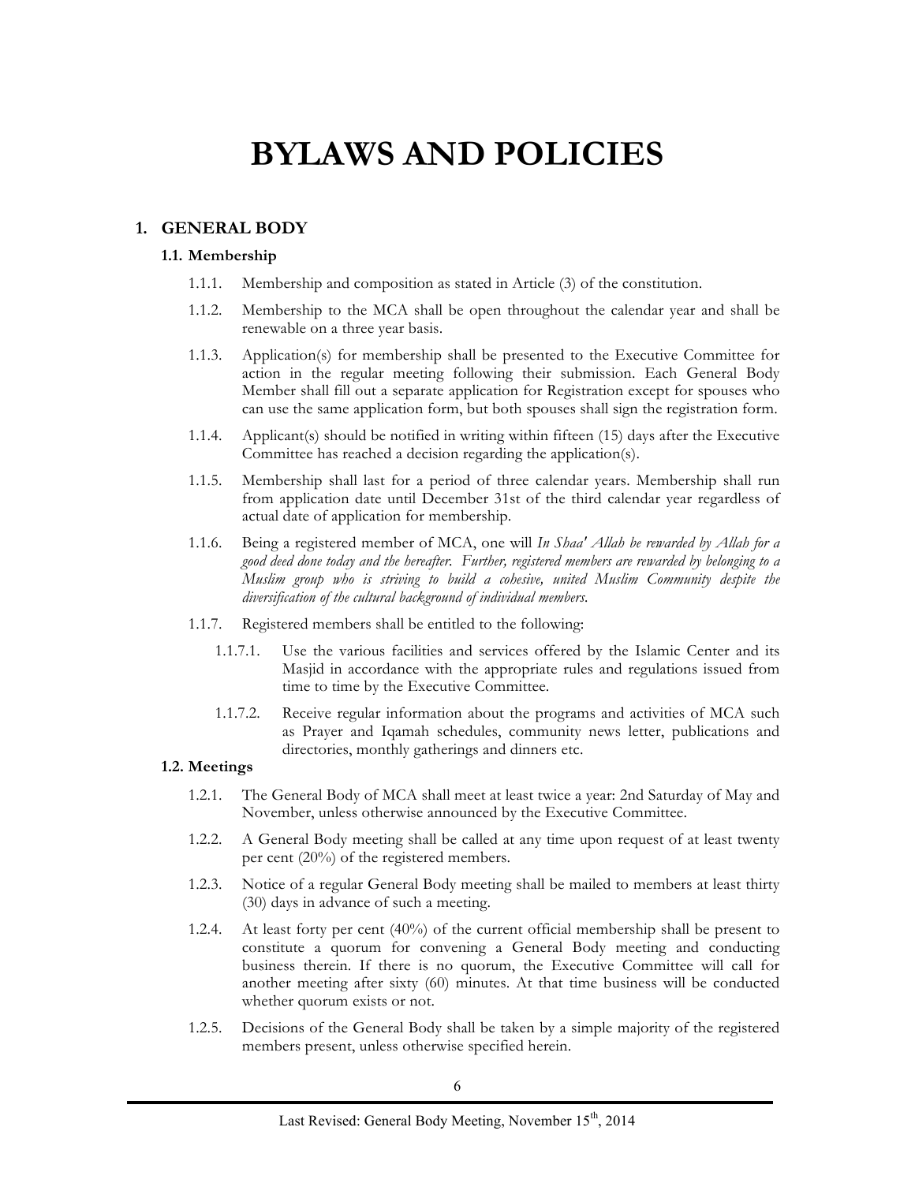# BYLAWS AND POLICIES

## 1. GENERAL BODY

### 1.1. Membership

1.1.1. Membership and composition as stated in Article (3) of the constitution.

1.1.2. Membership to the MCA shall be open throughout the calendar year and shall be renewable on a three year basis.

1.1.3. Application(s) for membership shall be presented to the Executive Committee for action in the regular meeting following their submission. Each General Body Member shall fill out a separate application for Registration except for spouses who can use the same application form, but both spouses shall sign the registration form.

1.1.4. Applicant(s) should be notified in writing within fifteen (15) days after the Executive Committee has reached a decision regarding the application(s).

1.1.5. Membership shall last for a period of three calendar years. Membership shall run from application date until December 31st of the third calendar year regardless of actual date of application for membership.

1.1.6. Being a registered member of MCA, one will *In Shaa' Allah be rewarded by Allah for a good deed done today and the hereafter. Further, registered members are rewarded by belonging to a Muslim group who is striving to build a cohesive, united Muslim Community despite the diversification of the cultural background of individual members.*

1.1.7. Registered members shall be entitled to the following:

1.1.7.1. Use the various facilities and services offered by the Islamic Center and its Masjid in accordance with the appropriate rules and regulations issued from time to time by the Executive Committee.

1.1.7.2. Receive regular information about the programs and activities of MCA such as Prayer and Iqamah schedules, community news letter, publications and directories, monthly gatherings and dinners etc.

### 1.2. Meetings

1.2.1. The General Body of MCA shall meet at least twice a year: 2nd Saturday of May and November, unless otherwise announced by the Executive Committee.

1.2.2. A General Body meeting shall be called at any time upon request of at least twenty per cent (20%) of the registered members.

1.2.3. Notice of a regular General Body meeting shall be mailed to members at least thirty (30) days in advance of such a meeting.

1.2.4. At least forty per cent (40%) of the current official membership shall be present to constitute a quorum for convening a General Body meeting and conducting business therein. If there is no quorum, the Executive Committee will call for another meeting after sixty (60) minutes. At that time business will be conducted whether quorum exists or not.

1.2.5. Decisions of the General Body shall be taken by a simple majority of the registered members present, unless otherwise specified herein.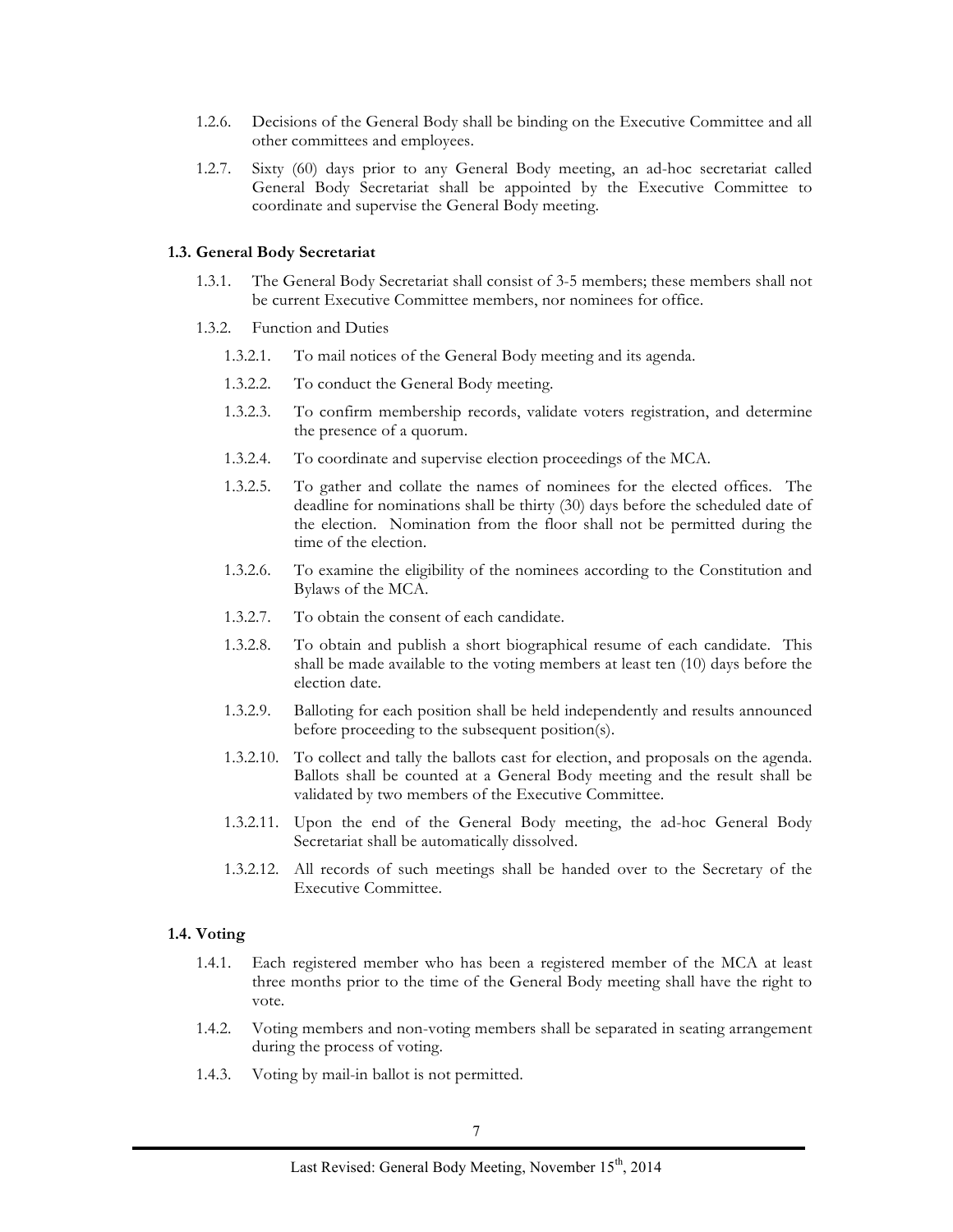1.2.6. Decisions of the General Body shall be binding on the Executive Committee and all other committees and employees.

1.2.7. Sixty (60) days prior to any General Body meeting, an ad-hoc secretariat called General Body Secretariat shall be appointed by the Executive Committee to coordinate and supervise the General Body meeting.

### 1.3. General Body Secretariat

1.3.1. The General Body Secretariat shall consist of 3-5 members; these members shall not be current Executive Committee members, nor nominees for office.

1.3.2. Function and Duties

1.3.2.1. To mail notices of the General Body meeting and its agenda.

1.3.2.2. To conduct the General Body meeting.

1.3.2.3. To confirm membership records, validate voters registration, and determine the presence of a quorum.

1.3.2.4. To coordinate and supervise election proceedings of the MCA.

1.3.2.5. To gather and collate the names of nominees for the elected offices. The deadline for nominations shall be thirty (30) days before the scheduled date of the election. Nomination from the floor shall not be permitted during the time of the election.

1.3.2.6. To examine the eligibility of the nominees according to the Constitution and Bylaws of the MCA.

1.3.2.7. To obtain the consent of each candidate.

1.3.2.8. To obtain and publish a short biographical resume of each candidate. This shall be made available to the voting members at least ten (10) days before the election date.

1.3.2.9. Balloting for each position shall be held independently and results announced before proceeding to the subsequent position(s).

1.3.2.10. To collect and tally the ballots cast for election, and proposals on the agenda. Ballots shall be counted at a General Body meeting and the result shall be validated by two members of the Executive Committee.

1.3.2.11. Upon the end of the General Body meeting, the ad-hoc General Body Secretariat shall be automatically dissolved.

1.3.2.12. All records of such meetings shall be handed over to the Secretary of the Executive Committee.

### 1.4. Voting

1.4.1. Each registered member who has been a registered member of the MCA at least three months prior to the time of the General Body meeting shall have the right to vote.

1.4.2. Voting members and non-voting members shall be separated in seating arrangement during the process of voting.

1.4.3. Voting by mail-in ballot is not permitted.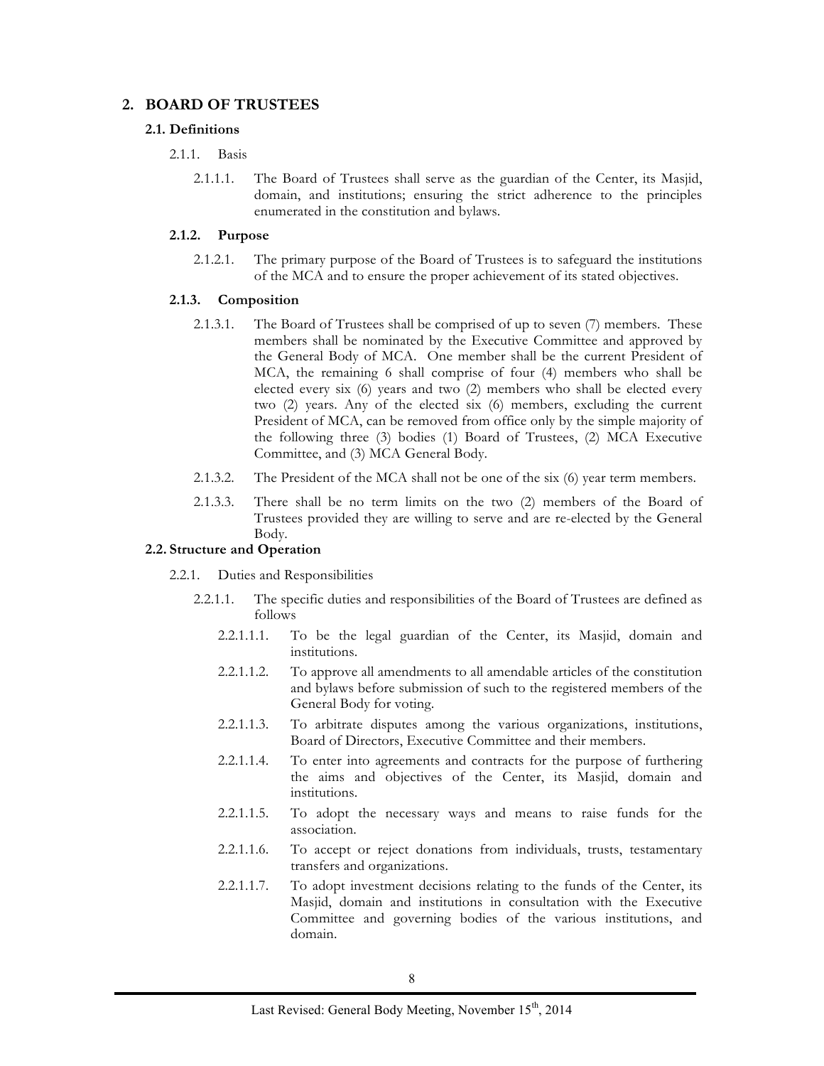## 2. BOARD OF TRUSTEES

### 2.1. Definitions

2.1.1. Basis

2.1.1.1. The Board of Trustees shall serve as the guardian of the Center, its Masjid, domain, and institutions; ensuring the strict adherence to the principles enumerated in the constitution and bylaws.

#### 2.1.2. Purpose

2.1.2.1. The primary purpose of the Board of Trustees is to safeguard the institutions of the MCA and to ensure the proper achievement of its stated objectives.

#### 2.1.3. Composition

2.1.3.1. The Board of Trustees shall be comprised of up to seven (7) members. These members shall be nominated by the Executive Committee and approved by the General Body of MCA. One member shall be the current President of MCA, the remaining 6 shall comprise of four (4) members who shall be elected every six (6) years and two (2) members who shall be elected every two (2) years. Any of the elected six (6) members, excluding the current President of MCA, can be removed from office only by the simple majority of the following three (3) bodies (1) Board of Trustees, (2) MCA Executive Committee, and (3) MCA General Body.

2.1.3.2. The President of the MCA shall not be one of the six (6) year term members.

2.1.3.3. There shall be no term limits on the two (2) members of the Board of Trustees provided they are willing to serve and are re-elected by the General Body.

### 2.2. Structure and Operation

2.2.1. Duties and Responsibilities

2.2.1.1. The specific duties and responsibilities of the Board of Trustees are defined as follows

2.2.1.1.1. To be the legal guardian of the Center, its Masjid, domain and institutions.

2.2.1.1.2. To approve all amendments to all amendable articles of the constitution and bylaws before submission of such to the registered members of the General Body for voting.

2.2.1.1.3. To arbitrate disputes among the various organizations, institutions, Board of Directors, Executive Committee and their members.

2.2.1.1.4. To enter into agreements and contracts for the purpose of furthering the aims and objectives of the Center, its Masjid, domain and institutions.

2.2.1.1.5. To adopt the necessary ways and means to raise funds for the association.

2.2.1.1.6. To accept or reject donations from individuals, trusts, testamentary transfers and organizations.

2.2.1.1.7. To adopt investment decisions relating to the funds of the Center, its Masjid, domain and institutions in consultation with the Executive Committee and governing bodies of the various institutions, and domain.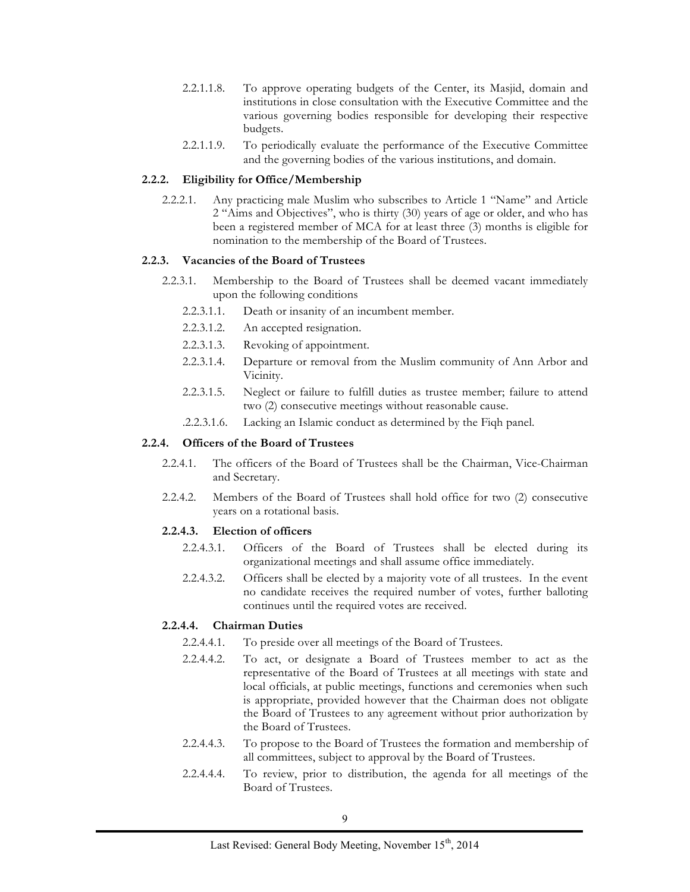2.2.1.1.8. To approve operating budgets of the Center, its Masjid, domain and institutions in close consultation with the Executive Committee and the various governing bodies responsible for developing their respective budgets.

2.2.1.1.9. To periodically evaluate the performance of the Executive Committee and the governing bodies of the various institutions, and domain.

### 2.2.2. Eligibility for Office/Membership

2.2.2.1. Any practicing male Muslim who subscribes to Article 1 "Name" and Article 2 "Aims and Objectives", who is thirty (30) years of age or older, and who has been a registered member of MCA for at least three (3) months is eligible for nomination to the membership of the Board of Trustees.

### 2.2.3. Vacancies of the Board of Trustees

2.2.3.1. Membership to the Board of Trustees shall be deemed vacant immediately upon the following conditions

2.2.3.1.1. Death or insanity of an incumbent member.

2.2.3.1.2. An accepted resignation.

2.2.3.1.3. Revoking of appointment.

2.2.3.1.4. Departure or removal from the Muslim community of Ann Arbor and Vicinity.

2.2.3.1.5. Neglect or failure to fulfill duties as trustee member; failure to attend two (2) consecutive meetings without reasonable cause.

.2.2.3.1.6. Lacking an Islamic conduct as determined by the Fiqh panel.

### 2.2.4. Officers of the Board of Trustees

2.2.4.1. The officers of the Board of Trustees shall be the Chairman, Vice-Chairman and Secretary.

2.2.4.2. Members of the Board of Trustees shall hold office for two (2) consecutive years on a rotational basis.

#### 2.2.4.3. Election of officers

2.2.4.3.1. Officers of the Board of Trustees shall be elected during its organizational meetings and shall assume office immediately.

2.2.4.3.2. Officers shall be elected by a majority vote of all trustees. In the event no candidate receives the required number of votes, further balloting continues until the required votes are received.

#### 2.2.4.4. Chairman Duties

2.2.4.4.1. To preside over all meetings of the Board of Trustees.

2.2.4.4.2. To act, or designate a Board of Trustees member to act as the representative of the Board of Trustees at all meetings with state and local officials, at public meetings, functions and ceremonies when such is appropriate, provided however that the Chairman does not obligate the Board of Trustees to any agreement without prior authorization by the Board of Trustees.

2.2.4.4.3. To propose to the Board of Trustees the formation and membership of all committees, subject to approval by the Board of Trustees.

2.2.4.4.4. To review, prior to distribution, the agenda for all meetings of the Board of Trustees.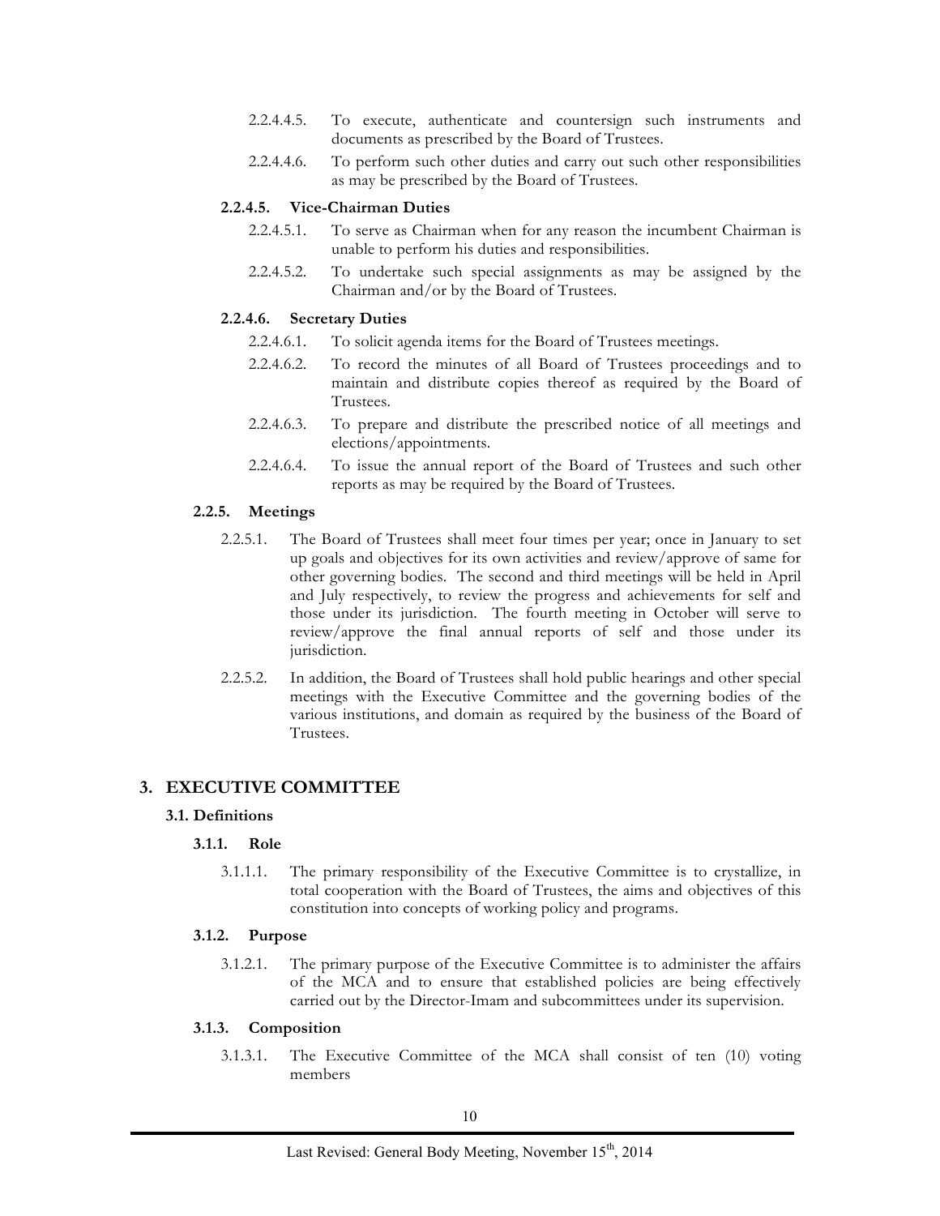2.2.4.4.5. To execute, authenticate and countersign such instruments and documents as prescribed by the Board of Trustees.

2.2.4.4.6. To perform such other duties and carry out such other responsibilities as may be prescribed by the Board of Trustees.

#### 2.2.4.5. Vice-Chairman Duties

2.2.4.5.1. To serve as Chairman when for any reason the incumbent Chairman is unable to perform his duties and responsibilities.

2.2.4.5.2. To undertake such special assignments as may be assigned by the Chairman and/or by the Board of Trustees.

#### 2.2.4.6. Secretary Duties

2.2.4.6.1. To solicit agenda items for the Board of Trustees meetings.

2.2.4.6.2. To record the minutes of all Board of Trustees proceedings and to maintain and distribute copies thereof as required by the Board of Trustees.

2.2.4.6.3. To prepare and distribute the prescribed notice of all meetings and elections/appointments.

2.2.4.6.4. To issue the annual report of the Board of Trustees and such other reports as may be required by the Board of Trustees.

### 2.2.5. Meetings

2.2.5.1. The Board of Trustees shall meet four times per year; once in January to set up goals and objectives for its own activities and review/approve of same for other governing bodies. The second and third meetings will be held in April and July respectively, to review the progress and achievements for self and those under its jurisdiction. The fourth meeting in October will serve to review/approve the final annual reports of self and those under its jurisdiction.

2.2.5.2. In addition, the Board of Trustees shall hold public hearings and other special meetings with the Executive Committee and the governing bodies of the various institutions, and domain as required by the business of the Board of Trustees.

# 3. EXECUTIVE COMMITTEE

## 3.1. Definitions

### 3.1.1. Role

3.1.1.1. The primary responsibility of the Executive Committee is to crystallize, in total cooperation with the Board of Trustees, the aims and objectives of this constitution into concepts of working policy and programs.

### 3.1.2. Purpose

3.1.2.1. The primary purpose of the Executive Committee is to administer the affairs of the MCA and to ensure that established policies are being effectively carried out by the Director-Imam and subcommittees under its supervision.

### 3.1.3. Composition

3.1.3.1. The Executive Committee of the MCA shall consist of ten (10) voting members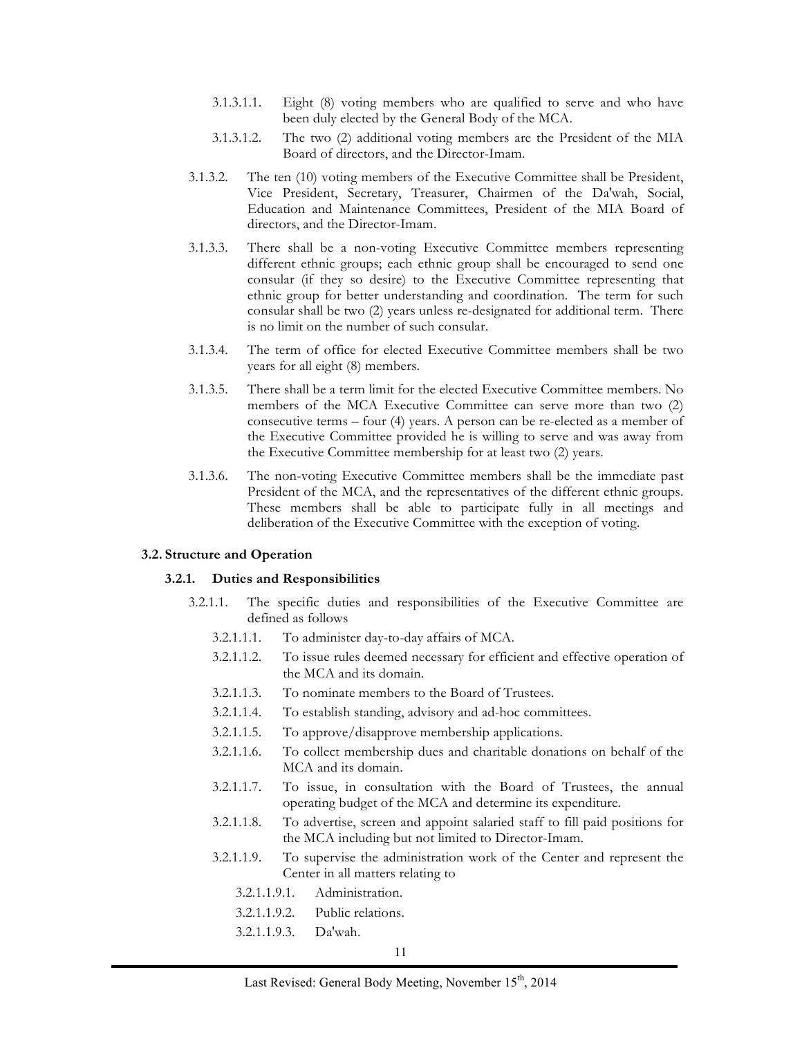3.1.3.1.1. Eight (8) voting members who are qualified to serve and who have been duly elected by the General Body of the MCA.

3.1.3.1.2. The two (2) additional voting members are the President of the MIA Board of directors, and the Director-Imam.

3.1.3.2. The ten (10) voting members of the Executive Committee shall be President, Vice President, Secretary, Treasurer, Chairmen of the Da'wah, Social, Education and Maintenance Committees, President of the MIA Board of directors, and the Director-Imam.

3.1.3.3. There shall be a non-voting Executive Committee members representing different ethnic groups; each ethnic group shall be encouraged to send one consular (if they so desire) to the Executive Committee representing that ethnic group for better understanding and coordination. The term for such consular shall be two (2) years unless re-designated for additional term. There is no limit on the number of such consular.

3.1.3.4. The term of office for elected Executive Committee members shall be two years for all eight (8) members.

3.1.3.5. There shall be a term limit for the elected Executive Committee members. No members of the MCA Executive Committee can serve more than two (2) consecutive terms – four (4) years. A person can be re-elected as a member of the Executive Committee provided he is willing to serve and was away from the Executive Committee membership for at least two (2) years.

3.1.3.6. The non-voting Executive Committee members shall be the immediate past President of the MCA, and the representatives of the different ethnic groups. These members shall be able to participate fully in all meetings and deliberation of the Executive Committee with the exception of voting.

## 3.2. Structure and Operation

### 3.2.1. Duties and Responsibilities

3.2.1.1. The specific duties and responsibilities of the Executive Committee are defined as follows

3.2.1.1.1. To administer day-to-day affairs of MCA.

3.2.1.1.2. To issue rules deemed necessary for efficient and effective operation of the MCA and its domain.

3.2.1.1.3. To nominate members to the Board of Trustees.

3.2.1.1.4. To establish standing, advisory and ad-hoc committees.

3.2.1.1.5. To approve/disapprove membership applications.

3.2.1.1.6. To collect membership dues and charitable donations on behalf of the MCA and its domain.

3.2.1.1.7. To issue, in consultation with the Board of Trustees, the annual operating budget of the MCA and determine its expenditure.

3.2.1.1.8. To advertise, screen and appoint salaried staff to fill paid positions for the MCA including but not limited to Director-Imam.

3.2.1.1.9. To supervise the administration work of the Center and represent the Center in all matters relating to

3.2.1.1.9.1. Administration.

3.2.1.1.9.2. Public relations.

3.2.1.1.9.3. Da'wah.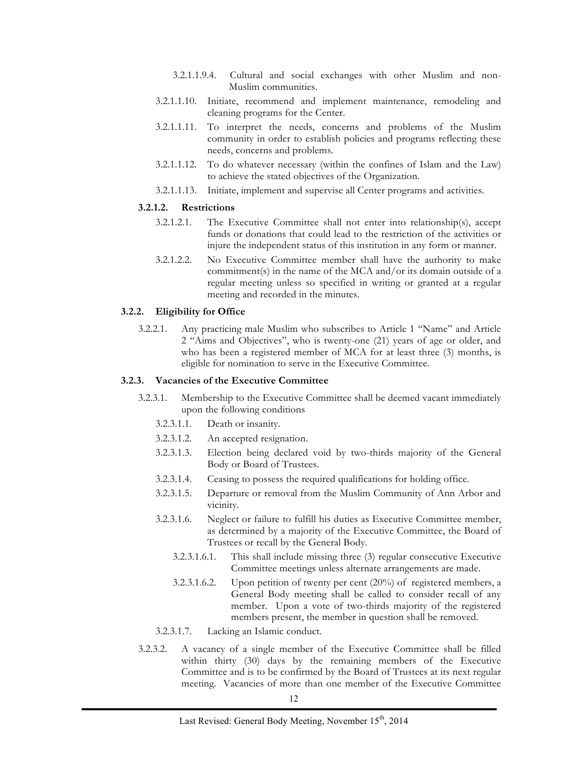3.2.1.1.9.4. Cultural and social exchanges with other Muslim and non-Muslim communities.

3.2.1.1.10. Initiate, recommend and implement maintenance, remodeling and cleaning programs for the Center.

3.2.1.1.11. To interpret the needs, concerns and problems of the Muslim community in order to establish policies and programs reflecting these needs, concerns and problems.

3.2.1.1.12. To do whatever necessary (within the confines of Islam and the Law) to achieve the stated objectives of the Organization.

3.2.1.1.13. Initiate, implement and supervise all Center programs and activities.

**3.2.1.2. Restrictions**

3.2.1.2.1. The Executive Committee shall not enter into relationship(s), accept funds or donations that could lead to the restriction of the activities or injure the independent status of this institution in any form or manner.

3.2.1.2.2. No Executive Committee member shall have the authority to make commitment(s) in the name of the MCA and/or its domain outside of a regular meeting unless so specified in writing or granted at a regular meeting and recorded in the minutes.

**3.2.2. Eligibility for Office**

3.2.2.1. Any practicing male Muslim who subscribes to Article 1 "Name" and Article 2 "Aims and Objectives", who is twenty-one (21) years of age or older, and who has been a registered member of MCA for at least three (3) months, is eligible for nomination to serve in the Executive Committee.

**3.2.3. Vacancies of the Executive Committee**

3.2.3.1. Membership to the Executive Committee shall be deemed vacant immediately upon the following conditions

3.2.3.1.1. Death or insanity.

3.2.3.1.2. An accepted resignation.

3.2.3.1.3. Election being declared void by two-thirds majority of the General Body or Board of Trustees.

3.2.3.1.4. Ceasing to possess the required qualifications for holding office.

3.2.3.1.5. Departure or removal from the Muslim Community of Ann Arbor and vicinity.

3.2.3.1.6. Neglect or failure to fulfill his duties as Executive Committee member, as determined by a majority of the Executive Committee, the Board of Trustees or recall by the General Body.

3.2.3.1.6.1. This shall include missing three (3) regular consecutive Executive Committee meetings unless alternate arrangements are made.

3.2.3.1.6.2. Upon petition of twenty per cent (20%) of registered members, a General Body meeting shall be called to consider recall of any member. Upon a vote of two-thirds majority of the registered members present, the member in question shall be removed.

3.2.3.1.7. Lacking an Islamic conduct.

3.2.3.2. A vacancy of a single member of the Executive Committee shall be filled within thirty (30) days by the remaining members of the Executive Committee and is to be confirmed by the Board of Trustees at its next regular meeting. Vacancies of more than one member of the Executive Committee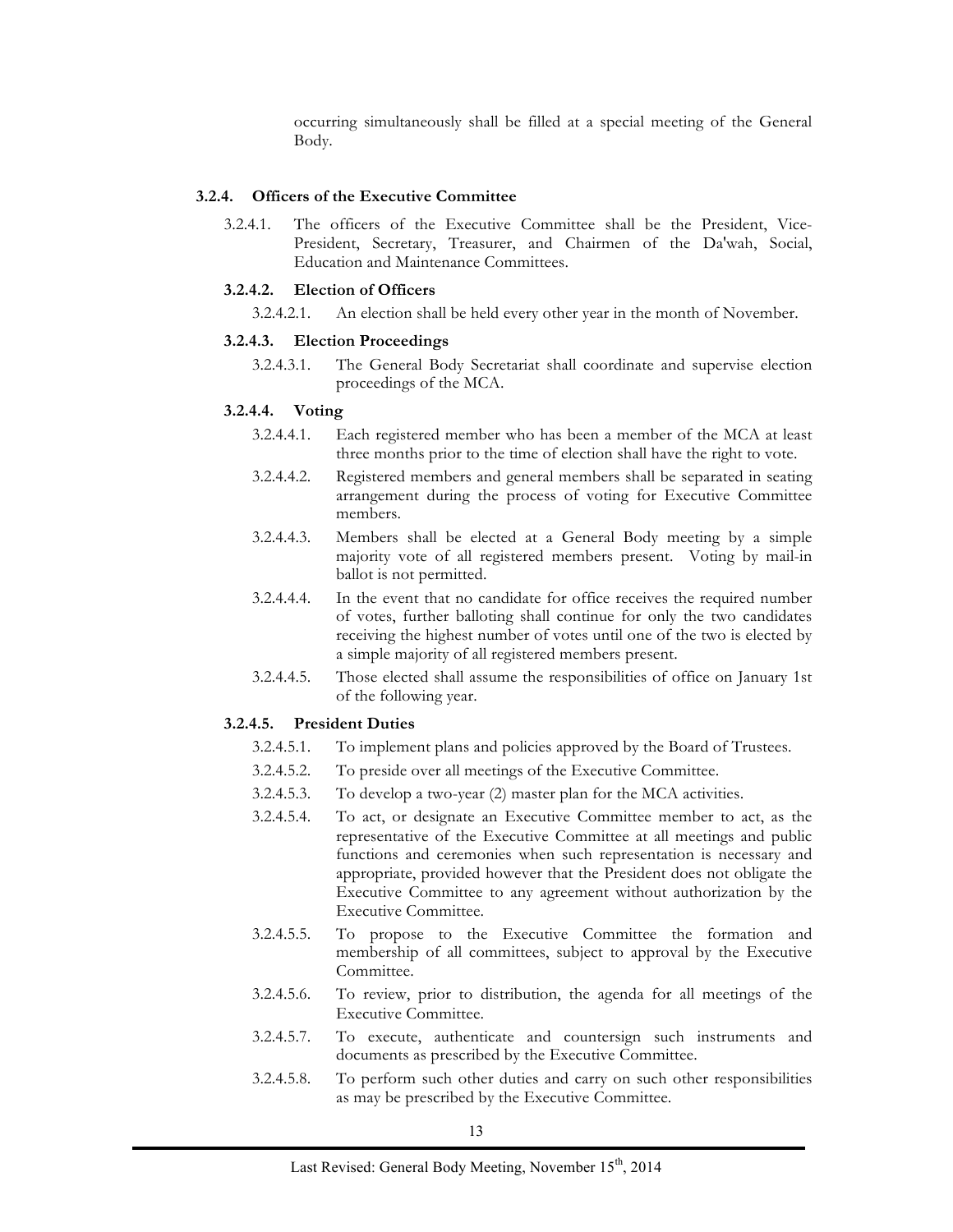occurring simultaneously shall be filled at a special meeting of the General Body.

### 3.2.4. Officers of the Executive Committee

3.2.4.1. The officers of the Executive Committee shall be the President, Vice-President, Secretary, Treasurer, and Chairmen of the Da'wah, Social, Education and Maintenance Committees.

#### 3.2.4.2. Election of Officers

3.2.4.2.1. An election shall be held every other year in the month of November.

#### 3.2.4.3. Election Proceedings

3.2.4.3.1. The General Body Secretariat shall coordinate and supervise election proceedings of the MCA.

#### 3.2.4.4. Voting

3.2.4.4.1. Each registered member who has been a member of the MCA at least three months prior to the time of election shall have the right to vote.

3.2.4.4.2. Registered members and general members shall be separated in seating arrangement during the process of voting for Executive Committee members.

3.2.4.4.3. Members shall be elected at a General Body meeting by a simple majority vote of all registered members present. Voting by mail-in ballot is not permitted.

3.2.4.4.4. In the event that no candidate for office receives the required number of votes, further balloting shall continue for only the two candidates receiving the highest number of votes until one of the two is elected by a simple majority of all registered members present.

3.2.4.4.5. Those elected shall assume the responsibilities of office on January 1st of the following year.

#### 3.2.4.5. President Duties

3.2.4.5.1. To implement plans and policies approved by the Board of Trustees.

3.2.4.5.2. To preside over all meetings of the Executive Committee.

3.2.4.5.3. To develop a two-year (2) master plan for the MCA activities.

3.2.4.5.4. To act, or designate an Executive Committee member to act, as the representative of the Executive Committee at all meetings and public functions and ceremonies when such representation is necessary and appropriate, provided however that the President does not obligate the Executive Committee to any agreement without authorization by the Executive Committee.

3.2.4.5.5. To propose to the Executive Committee the formation and membership of all committees, subject to approval by the Executive Committee.

3.2.4.5.6. To review, prior to distribution, the agenda for all meetings of the Executive Committee.

3.2.4.5.7. To execute, authenticate and countersign such instruments and documents as prescribed by the Executive Committee.

3.2.4.5.8. To perform such other duties and carry on such other responsibilities as may be prescribed by the Executive Committee.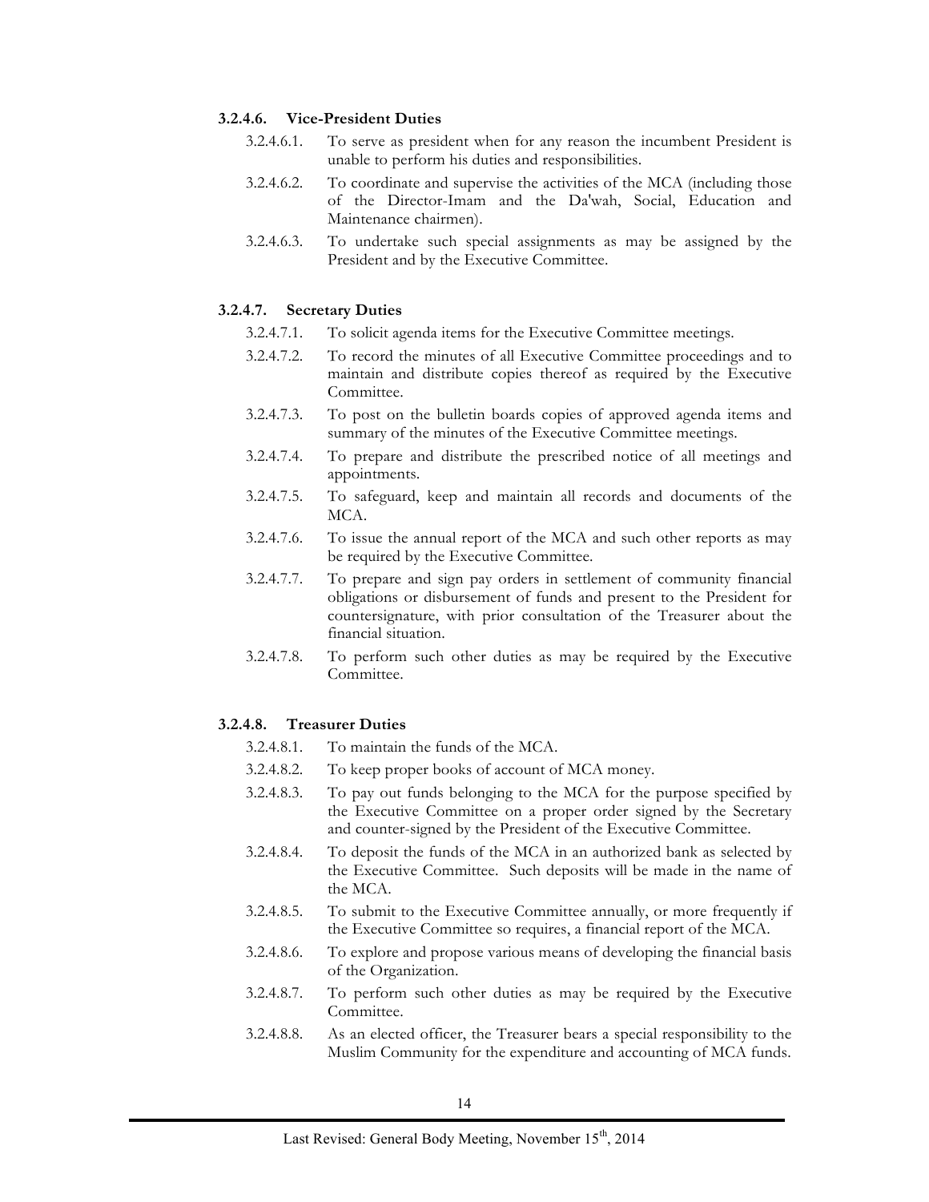#### 3.2.4.6. Vice-President Duties

- 3.2.4.6.1. To serve as president when for any reason the incumbent President is unable to perform his duties and responsibilities.
- 3.2.4.6.2. To coordinate and supervise the activities of the MCA (including those of the Director-Imam and the Da'wah, Social, Education and Maintenance chairmen).
- 3.2.4.6.3. To undertake such special assignments as may be assigned by the President and by the Executive Committee.

#### 3.2.4.7. Secretary Duties

- 3.2.4.7.1. To solicit agenda items for the Executive Committee meetings.
- 3.2.4.7.2. To record the minutes of all Executive Committee proceedings and to maintain and distribute copies thereof as required by the Executive Committee.
- 3.2.4.7.3. To post on the bulletin boards copies of approved agenda items and summary of the minutes of the Executive Committee meetings.
- 3.2.4.7.4. To prepare and distribute the prescribed notice of all meetings and appointments.
- 3.2.4.7.5. To safeguard, keep and maintain all records and documents of the MCA.
- 3.2.4.7.6. To issue the annual report of the MCA and such other reports as may be required by the Executive Committee.
- 3.2.4.7.7. To prepare and sign pay orders in settlement of community financial obligations or disbursement of funds and present to the President for countersignature, with prior consultation of the Treasurer about the financial situation.
- 3.2.4.7.8. To perform such other duties as may be required by the Executive Committee.

#### 3.2.4.8. Treasurer Duties

- 3.2.4.8.1. To maintain the funds of the MCA.
- 3.2.4.8.2. To keep proper books of account of MCA money.
- 3.2.4.8.3. To pay out funds belonging to the MCA for the purpose specified by the Executive Committee on a proper order signed by the Secretary and counter-signed by the President of the Executive Committee.
- 3.2.4.8.4. To deposit the funds of the MCA in an authorized bank as selected by the Executive Committee. Such deposits will be made in the name of the MCA.
- 3.2.4.8.5. To submit to the Executive Committee annually, or more frequently if the Executive Committee so requires, a financial report of the MCA.
- 3.2.4.8.6. To explore and propose various means of developing the financial basis of the Organization.
- 3.2.4.8.7. To perform such other duties as may be required by the Executive Committee.
- 3.2.4.8.8. As an elected officer, the Treasurer bears a special responsibility to the Muslim Community for the expenditure and accounting of MCA funds.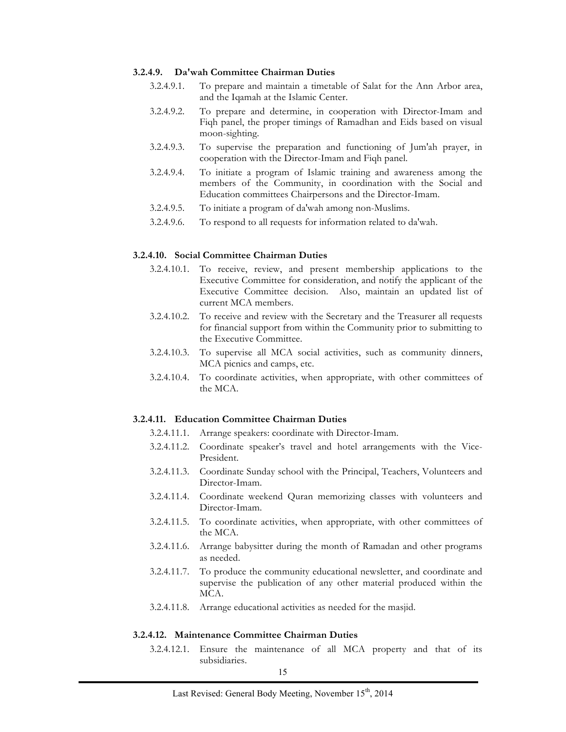#### 3.2.4.9. Da'wah Committee Chairman Duties

- 3.2.4.9.1. To prepare and maintain a timetable of Salat for the Ann Arbor area, and the Iqamah at the Islamic Center.
- 3.2.4.9.2. To prepare and determine, in cooperation with Director-Imam and Fiqh panel, the proper timings of Ramadhan and Eids based on visual moon-sighting.
- 3.2.4.9.3. To supervise the preparation and functioning of Jum'ah prayer, in cooperation with the Director-Imam and Fiqh panel.
- 3.2.4.9.4. To initiate a program of Islamic training and awareness among the members of the Community, in coordination with the Social and Education committees Chairpersons and the Director-Imam.
- 3.2.4.9.5. To initiate a program of da'wah among non-Muslims.
- 3.2.4.9.6. To respond to all requests for information related to da'wah.

#### 3.2.4.10. Social Committee Chairman Duties

- 3.2.4.10.1. To receive, review, and present membership applications to the Executive Committee for consideration, and notify the applicant of the Executive Committee decision. Also, maintain an updated list of current MCA members.
- 3.2.4.10.2. To receive and review with the Secretary and the Treasurer all requests for financial support from within the Community prior to submitting to the Executive Committee.
- 3.2.4.10.3. To supervise all MCA social activities, such as community dinners, MCA picnics and camps, etc.
- 3.2.4.10.4. To coordinate activities, when appropriate, with other committees of the MCA.

#### 3.2.4.11. Education Committee Chairman Duties

- 3.2.4.11.1. Arrange speakers: coordinate with Director-Imam.
- 3.2.4.11.2. Coordinate speaker's travel and hotel arrangements with the Vice-President.
- 3.2.4.11.3. Coordinate Sunday school with the Principal, Teachers, Volunteers and Director-Imam.
- 3.2.4.11.4. Coordinate weekend Quran memorizing classes with volunteers and Director-Imam.
- 3.2.4.11.5. To coordinate activities, when appropriate, with other committees of the MCA.
- 3.2.4.11.6. Arrange babysitter during the month of Ramadan and other programs as needed.
- 3.2.4.11.7. To produce the community educational newsletter, and coordinate and supervise the publication of any other material produced within the MCA.
- 3.2.4.11.8. Arrange educational activities as needed for the masjid.

#### 3.2.4.12. Maintenance Committee Chairman Duties

- 3.2.4.12.1. Ensure the maintenance of all MCA property and that of its subsidiaries.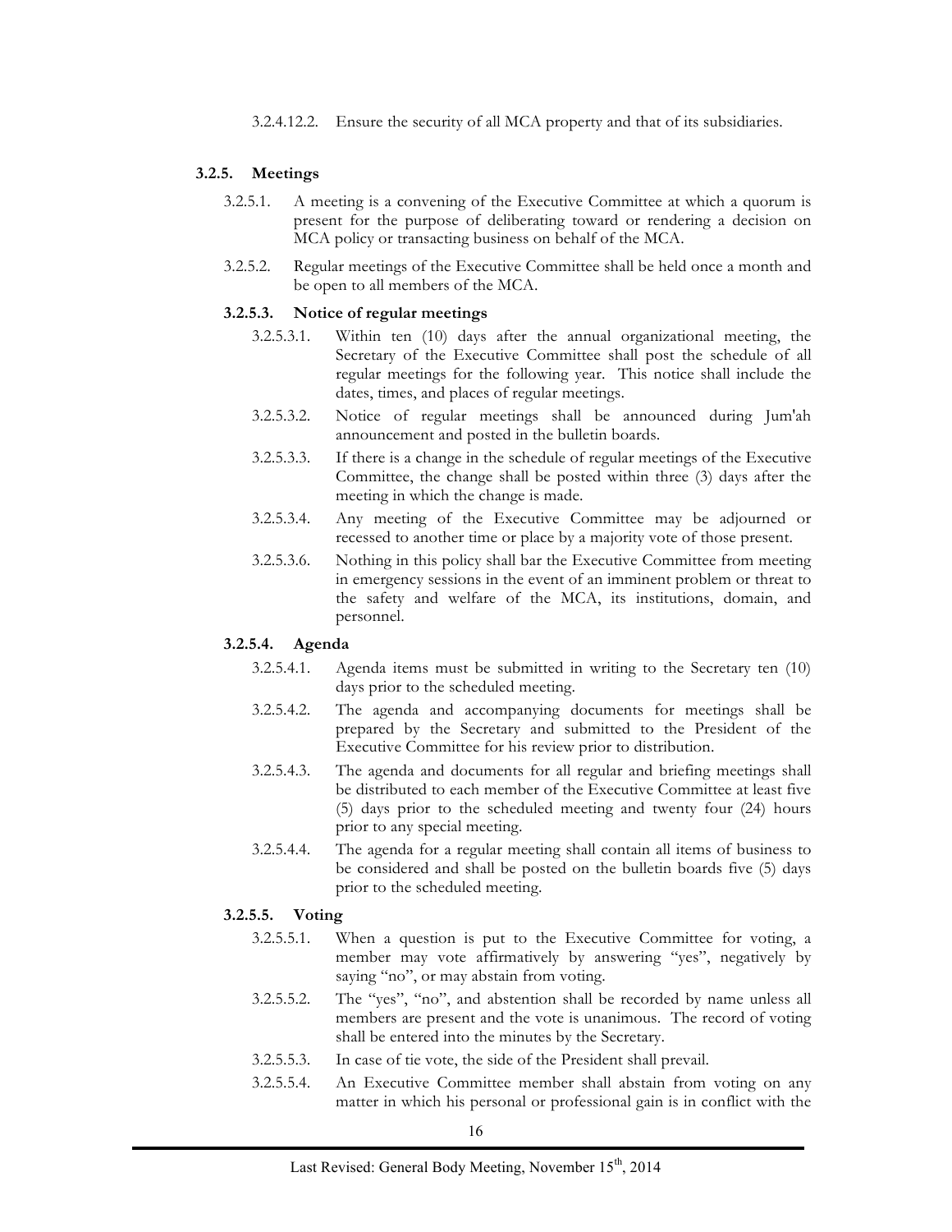3.2.4.12.2. Ensure the security of all MCA property and that of its subsidiaries.

### 3.2.5. Meetings

3.2.5.1. A meeting is a convening of the Executive Committee at which a quorum is present for the purpose of deliberating toward or rendering a decision on MCA policy or transacting business on behalf of the MCA.

3.2.5.2. Regular meetings of the Executive Committee shall be held once a month and be open to all members of the MCA.

#### 3.2.5.3. Notice of regular meetings

3.2.5.3.1. Within ten (10) days after the annual organizational meeting, the Secretary of the Executive Committee shall post the schedule of all regular meetings for the following year. This notice shall include the dates, times, and places of regular meetings.

3.2.5.3.2. Notice of regular meetings shall be announced during Jum'ah announcement and posted in the bulletin boards.

3.2.5.3.3. If there is a change in the schedule of regular meetings of the Executive Committee, the change shall be posted within three (3) days after the meeting in which the change is made.

3.2.5.3.4. Any meeting of the Executive Committee may be adjourned or recessed to another time or place by a majority vote of those present.

3.2.5.3.6. Nothing in this policy shall bar the Executive Committee from meeting in emergency sessions in the event of an imminent problem or threat to the safety and welfare of the MCA, its institutions, domain, and personnel.

#### 3.2.5.4. Agenda

3.2.5.4.1. Agenda items must be submitted in writing to the Secretary ten (10) days prior to the scheduled meeting.

3.2.5.4.2. The agenda and accompanying documents for meetings shall be prepared by the Secretary and submitted to the President of the Executive Committee for his review prior to distribution.

3.2.5.4.3. The agenda and documents for all regular and briefing meetings shall be distributed to each member of the Executive Committee at least five (5) days prior to the scheduled meeting and twenty four (24) hours prior to any special meeting.

3.2.5.4.4. The agenda for a regular meeting shall contain all items of business to be considered and shall be posted on the bulletin boards five (5) days prior to the scheduled meeting.

#### 3.2.5.5. Voting

3.2.5.5.1. When a question is put to the Executive Committee for voting, a member may vote affirmatively by answering "yes", negatively by saying "no", or may abstain from voting.

3.2.5.5.2. The "yes", "no", and abstention shall be recorded by name unless all members are present and the vote is unanimous. The record of voting shall be entered into the minutes by the Secretary.

3.2.5.5.3. In case of tie vote, the side of the President shall prevail.

3.2.5.5.4. An Executive Committee member shall abstain from voting on any matter in which his personal or professional gain is in conflict with the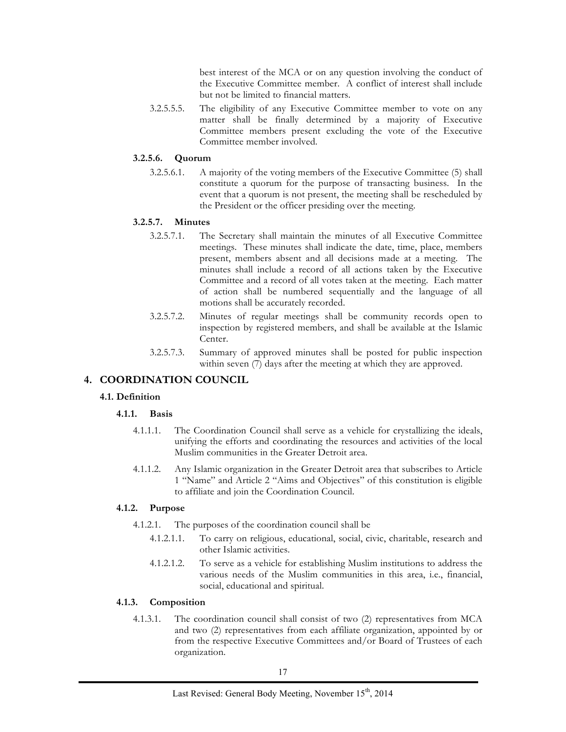best interest of the MCA or on any question involving the conduct of the Executive Committee member. A conflict of interest shall include but not be limited to financial matters.

3.2.5.5.5. The eligibility of any Executive Committee member to vote on any matter shall be finally determined by a majority of Executive Committee members present excluding the vote of the Executive Committee member involved.

**3.2.5.6. Quorum**

3.2.5.6.1. A majority of the voting members of the Executive Committee (5) shall constitute a quorum for the purpose of transacting business. In the event that a quorum is not present, the meeting shall be rescheduled by the President or the officer presiding over the meeting.

**3.2.5.7. Minutes**

3.2.5.7.1. The Secretary shall maintain the minutes of all Executive Committee meetings. These minutes shall indicate the date, time, place, members present, members absent and all decisions made at a meeting. The minutes shall include a record of all actions taken by the Executive Committee and a record of all votes taken at the meeting. Each matter of action shall be numbered sequentially and the language of all motions shall be accurately recorded.

3.2.5.7.2. Minutes of regular meetings shall be community records open to inspection by registered members, and shall be available at the Islamic Center.

3.2.5.7.3. Summary of approved minutes shall be posted for public inspection within seven (7) days after the meeting at which they are approved.

## 4. COORDINATION COUNCIL

### 4.1. Definition

**4.1.1. Basis**

4.1.1.1. The Coordination Council shall serve as a vehicle for crystallizing the ideals, unifying the efforts and coordinating the resources and activities of the local Muslim communities in the Greater Detroit area.

4.1.1.2. Any Islamic organization in the Greater Detroit area that subscribes to Article 1 "Name" and Article 2 "Aims and Objectives" of this constitution is eligible to affiliate and join the Coordination Council.

**4.1.2. Purpose**

4.1.2.1. The purposes of the coordination council shall be

4.1.2.1.1. To carry on religious, educational, social, civic, charitable, research and other Islamic activities.

4.1.2.1.2. To serve as a vehicle for establishing Muslim institutions to address the various needs of the Muslim communities in this area, i.e., financial, social, educational and spiritual.

**4.1.3. Composition**

4.1.3.1. The coordination council shall consist of two (2) representatives from MCA and two (2) representatives from each affiliate organization, appointed by or from the respective Executive Committees and/or Board of Trustees of each organization.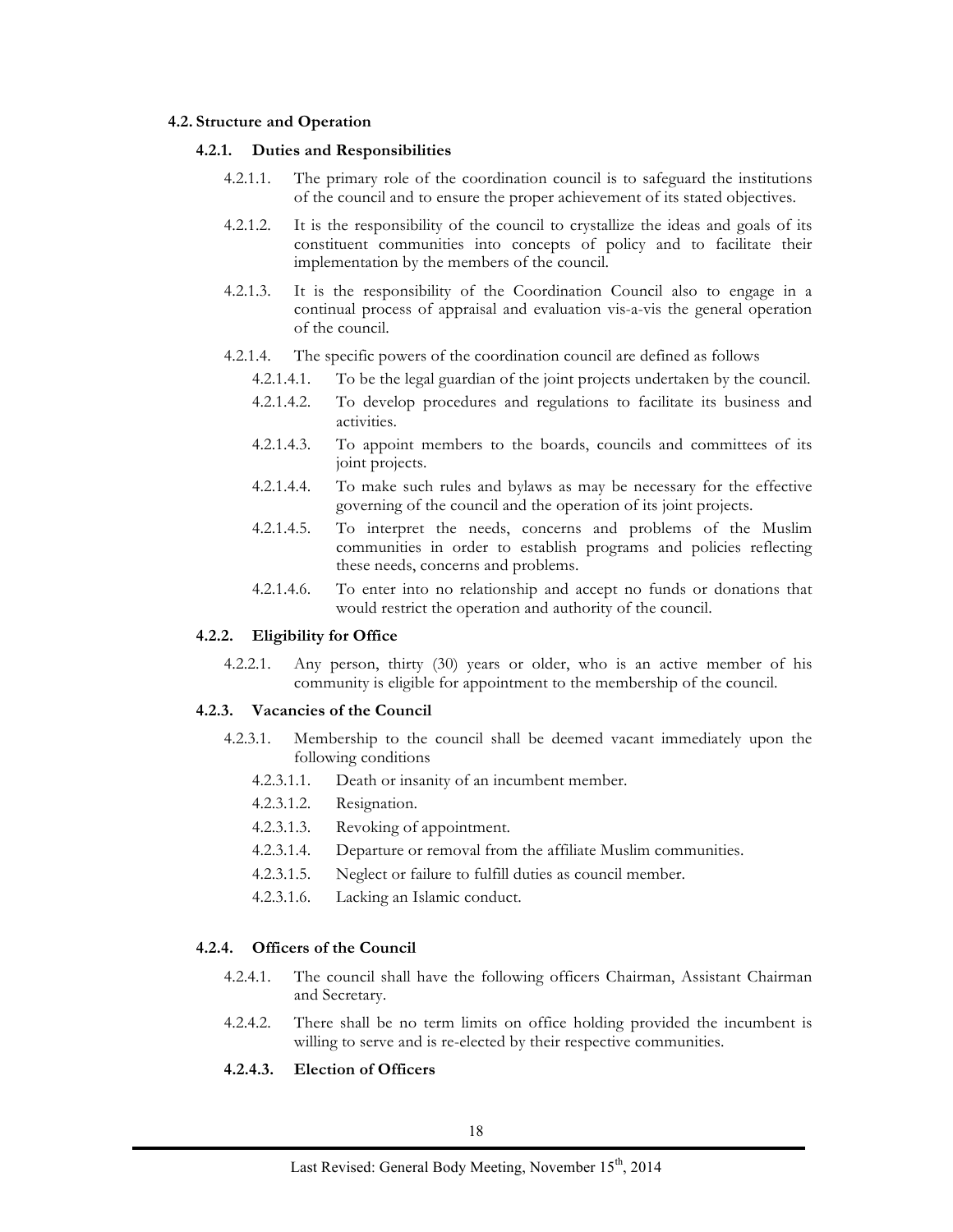### 4.2. Structure and Operation

#### 4.2.1. Duties and Responsibilities

4.2.1.1. The primary role of the coordination council is to safeguard the institutions of the council and to ensure the proper achievement of its stated objectives.

4.2.1.2. It is the responsibility of the council to crystallize the ideas and goals of its constituent communities into concepts of policy and to facilitate their implementation by the members of the council.

4.2.1.3. It is the responsibility of the Coordination Council also to engage in a continual process of appraisal and evaluation vis-a-vis the general operation of the council.

4.2.1.4. The specific powers of the coordination council are defined as follows

- 4.2.1.4.1. To be the legal guardian of the joint projects undertaken by the council.
- 4.2.1.4.2. To develop procedures and regulations to facilitate its business and activities.
- 4.2.1.4.3. To appoint members to the boards, councils and committees of its joint projects.
- 4.2.1.4.4. To make such rules and bylaws as may be necessary for the effective governing of the council and the operation of its joint projects.
- 4.2.1.4.5. To interpret the needs, concerns and problems of the Muslim communities in order to establish programs and policies reflecting these needs, concerns and problems.
- 4.2.1.4.6. To enter into no relationship and accept no funds or donations that would restrict the operation and authority of the council.

#### 4.2.2. Eligibility for Office

4.2.2.1. Any person, thirty (30) years or older, who is an active member of his community is eligible for appointment to the membership of the council.

#### 4.2.3. Vacancies of the Council

4.2.3.1. Membership to the council shall be deemed vacant immediately upon the following conditions

- 4.2.3.1.1. Death or insanity of an incumbent member.
- 4.2.3.1.2. Resignation.
- 4.2.3.1.3. Revoking of appointment.
- 4.2.3.1.4. Departure or removal from the affiliate Muslim communities.
- 4.2.3.1.5. Neglect or failure to fulfill duties as council member.
- 4.2.3.1.6. Lacking an Islamic conduct.

#### 4.2.4. Officers of the Council

4.2.4.1. The council shall have the following officers Chairman, Assistant Chairman and Secretary.

4.2.4.2. There shall be no term limits on office holding provided the incumbent is willing to serve and is re-elected by their respective communities.

#### 4.2.4.3. Election of Officers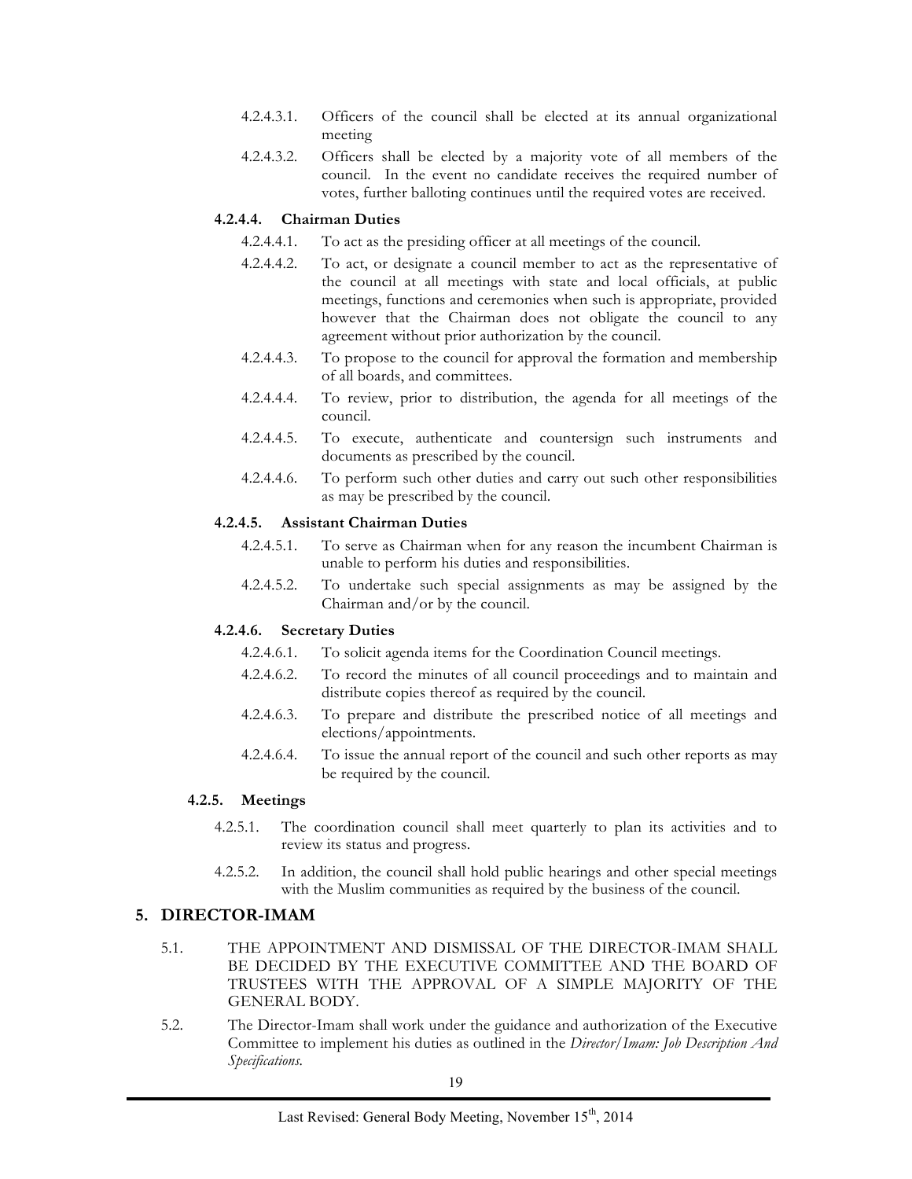4.2.4.3.1. Officers of the council shall be elected at its annual organizational meeting

4.2.4.3.2. Officers shall be elected by a majority vote of all members of the council. In the event no candidate receives the required number of votes, further balloting continues until the required votes are received.

#### 4.2.4.4. Chairman Duties

4.2.4.4.1. To act as the presiding officer at all meetings of the council.

4.2.4.4.2. To act, or designate a council member to act as the representative of the council at all meetings with state and local officials, at public meetings, functions and ceremonies when such is appropriate, provided however that the Chairman does not obligate the council to any agreement without prior authorization by the council.

4.2.4.4.3. To propose to the council for approval the formation and membership of all boards, and committees.

4.2.4.4.4. To review, prior to distribution, the agenda for all meetings of the council.

4.2.4.4.5. To execute, authenticate and countersign such instruments and documents as prescribed by the council.

4.2.4.4.6. To perform such other duties and carry out such other responsibilities as may be prescribed by the council.

#### 4.2.4.5. Assistant Chairman Duties

4.2.4.5.1. To serve as Chairman when for any reason the incumbent Chairman is unable to perform his duties and responsibilities.

4.2.4.5.2. To undertake such special assignments as may be assigned by the Chairman and/or by the council.

#### 4.2.4.6. Secretary Duties

4.2.4.6.1. To solicit agenda items for the Coordination Council meetings.

4.2.4.6.2. To record the minutes of all council proceedings and to maintain and distribute copies thereof as required by the council.

4.2.4.6.3. To prepare and distribute the prescribed notice of all meetings and elections/appointments.

4.2.4.6.4. To issue the annual report of the council and such other reports as may be required by the council.

### 4.2.5. Meetings

4.2.5.1. The coordination council shall meet quarterly to plan its activities and to review its status and progress.

4.2.5.2. In addition, the council shall hold public hearings and other special meetings with the Muslim communities as required by the business of the council.

## 5. DIRECTOR-IMAM

5.1. THE APPOINTMENT AND DISMISSAL OF THE DIRECTOR-IMAM SHALL BE DECIDED BY THE EXECUTIVE COMMITTEE AND THE BOARD OF TRUSTEES WITH THE APPROVAL OF A SIMPLE MAJORITY OF THE GENERAL BODY.

5.2. The Director-Imam shall work under the guidance and authorization of the Executive Committee to implement his duties as outlined in the *Director/Imam: Job Description And Specifications*.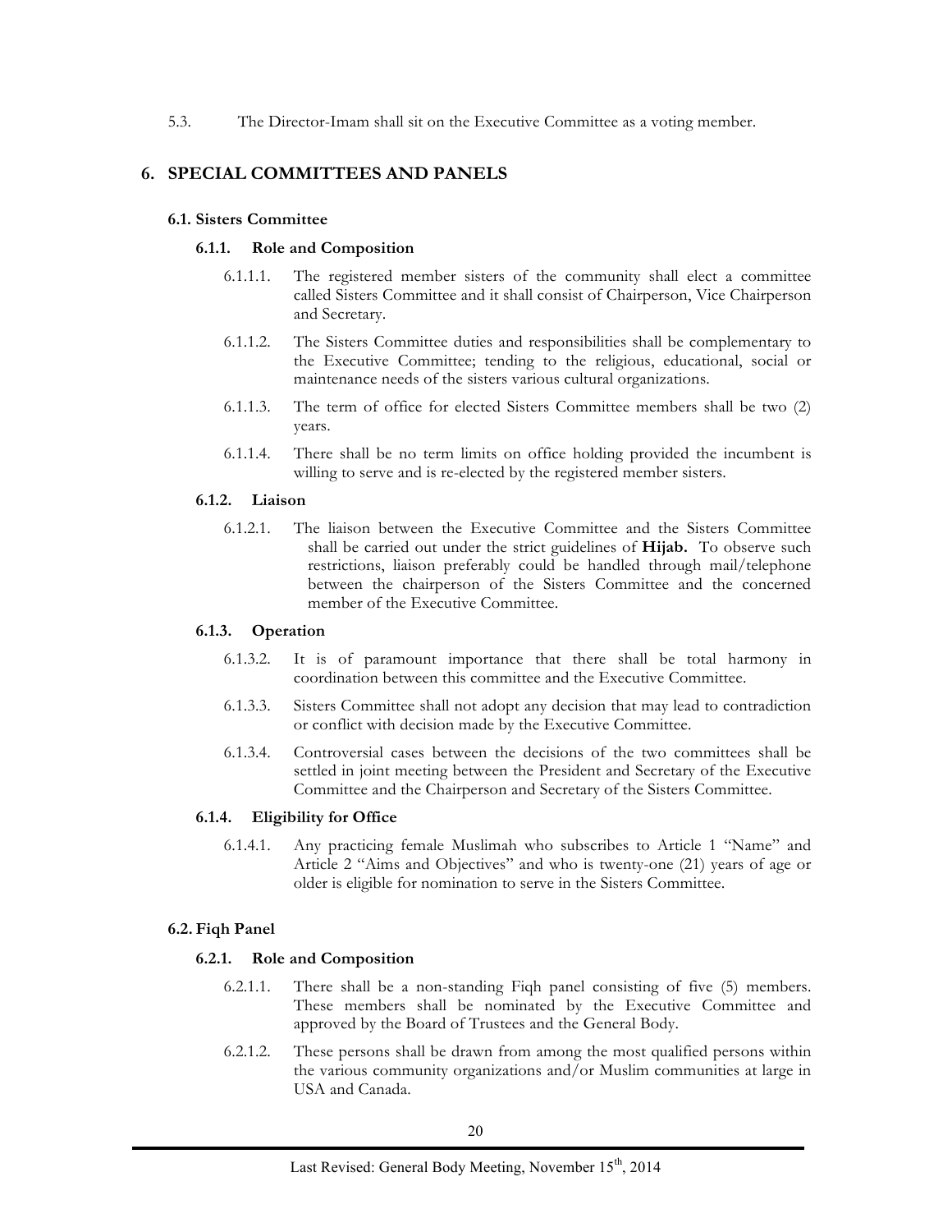5.3. The Director-Imam shall sit on the Executive Committee as a voting member.

## 6. SPECIAL COMMITTEES AND PANELS

### 6.1. Sisters Committee

#### 6.1.1. Role and Composition

6.1.1.1. The registered member sisters of the community shall elect a committee called Sisters Committee and it shall consist of Chairperson, Vice Chairperson and Secretary.

6.1.1.2. The Sisters Committee duties and responsibilities shall be complementary to the Executive Committee; tending to the religious, educational, social or maintenance needs of the sisters various cultural organizations.

6.1.1.3. The term of office for elected Sisters Committee members shall be two (2) years.

6.1.1.4. There shall be no term limits on office holding provided the incumbent is willing to serve and is re-elected by the registered member sisters.

#### 6.1.2. Liaison

6.1.2.1. The liaison between the Executive Committee and the Sisters Committee shall be carried out under the strict guidelines of **Hijab.** To observe such restrictions, liaison preferably could be handled through mail/telephone between the chairperson of the Sisters Committee and the concerned member of the Executive Committee.

#### 6.1.3. Operation

6.1.3.2. It is of paramount importance that there shall be total harmony in coordination between this committee and the Executive Committee.

6.1.3.3. Sisters Committee shall not adopt any decision that may lead to contradiction or conflict with decision made by the Executive Committee.

6.1.3.4. Controversial cases between the decisions of the two committees shall be settled in joint meeting between the President and Secretary of the Executive Committee and the Chairperson and Secretary of the Sisters Committee.

#### 6.1.4. Eligibility for Office

6.1.4.1. Any practicing female Muslimah who subscribes to Article 1 "Name" and Article 2 "Aims and Objectives" and who is twenty-one (21) years of age or older is eligible for nomination to serve in the Sisters Committee.

### 6.2. Fiqh Panel

#### 6.2.1. Role and Composition

6.2.1.1. There shall be a non-standing Fiqh panel consisting of five (5) members. These members shall be nominated by the Executive Committee and approved by the Board of Trustees and the General Body.

6.2.1.2. These persons shall be drawn from among the most qualified persons within the various community organizations and/or Muslim communities at large in USA and Canada.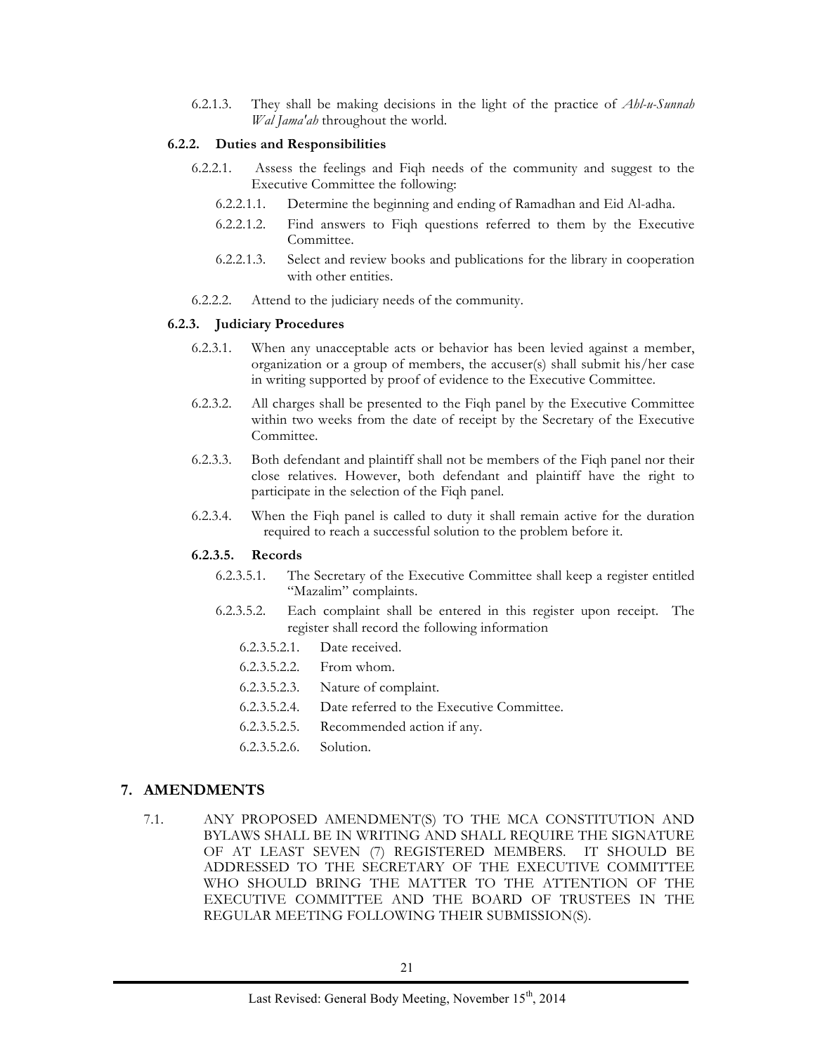6.2.1.3. They shall be making decisions in the light of the practice of *Ahl-u-Sunnah Wal Jama'ah* throughout the world.

**6.2.2. Duties and Responsibilities**

6.2.2.1. Assess the feelings and Fiqh needs of the community and suggest to the Executive Committee the following:

6.2.2.1.1. Determine the beginning and ending of Ramadhan and Eid Al-adha.

6.2.2.1.2. Find answers to Fiqh questions referred to them by the Executive Committee.

6.2.2.1.3. Select and review books and publications for the library in cooperation with other entities.

6.2.2.2. Attend to the judiciary needs of the community.

**6.2.3. Judiciary Procedures**

6.2.3.1. When any unacceptable acts or behavior has been levied against a member, organization or a group of members, the accuser(s) shall submit his/her case in writing supported by proof of evidence to the Executive Committee.

6.2.3.2. All charges shall be presented to the Fiqh panel by the Executive Committee within two weeks from the date of receipt by the Secretary of the Executive Committee.

6.2.3.3. Both defendant and plaintiff shall not be members of the Fiqh panel nor their close relatives. However, both defendant and plaintiff have the right to participate in the selection of the Fiqh panel.

6.2.3.4. When the Fiqh panel is called to duty it shall remain active for the duration required to reach a successful solution to the problem before it.

**6.2.3.5. Records**

6.2.3.5.1. The Secretary of the Executive Committee shall keep a register entitled "Mazalim" complaints.

6.2.3.5.2. Each complaint shall be entered in this register upon receipt. The register shall record the following information

6.2.3.5.2.1. Date received.

6.2.3.5.2.2. From whom.

6.2.3.5.2.3. Nature of complaint.

6.2.3.5.2.4. Date referred to the Executive Committee.

6.2.3.5.2.5. Recommended action if any.

6.2.3.5.2.6. Solution.

## 7. AMENDMENTS

7.1. ANY PROPOSED AMENDMENT(S) TO THE MCA CONSTITUTION AND BYLAWS SHALL BE IN WRITING AND SHALL REQUIRE THE SIGNATURE OF AT LEAST SEVEN (7) REGISTERED MEMBERS. IT SHOULD BE ADDRESSED TO THE SECRETARY OF THE EXECUTIVE COMMITTEE WHO SHOULD BRING THE MATTER TO THE ATTENTION OF THE EXECUTIVE COMMITTEE AND THE BOARD OF TRUSTEES IN THE REGULAR MEETING FOLLOWING THEIR SUBMISSION(S).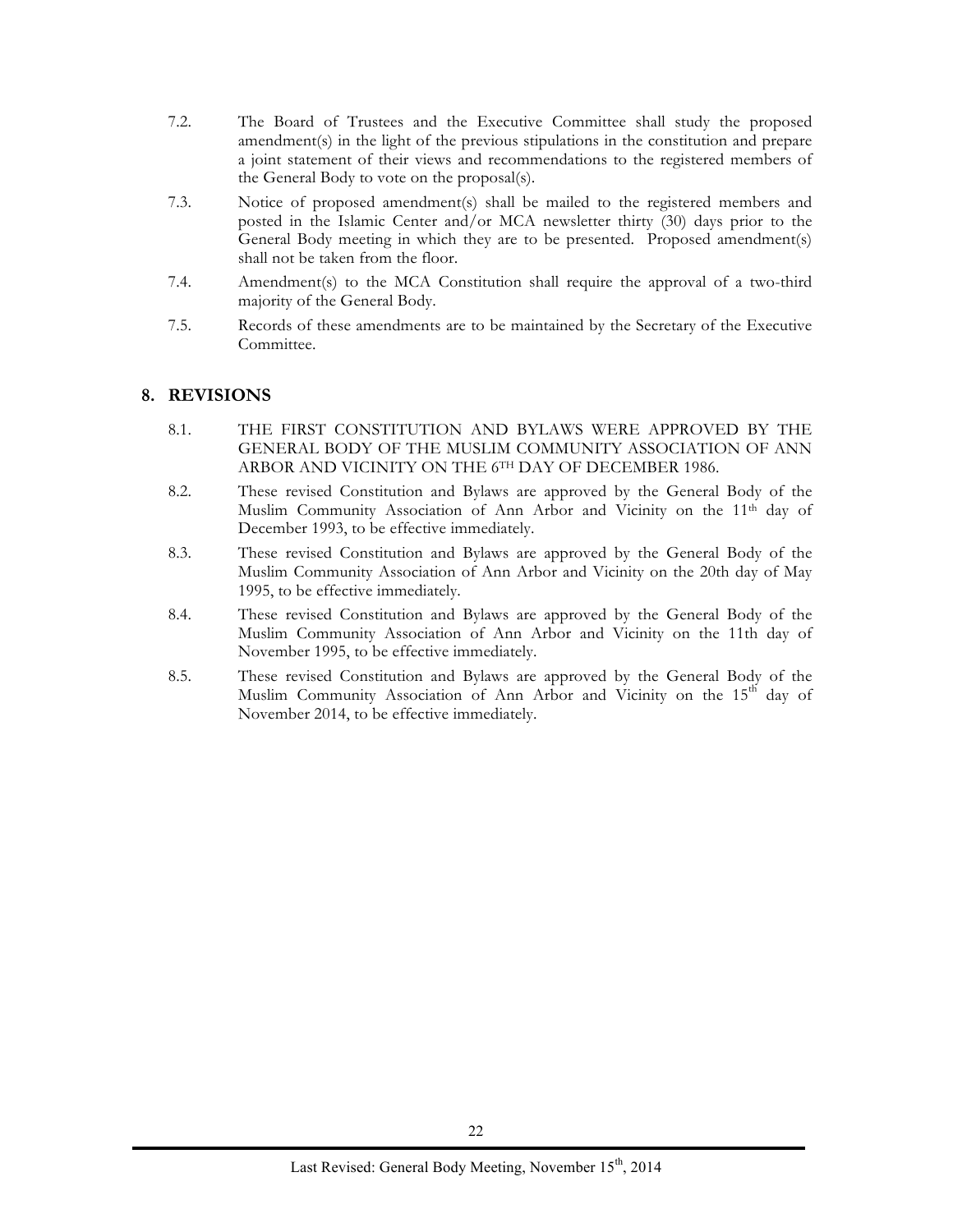7.2. The Board of Trustees and the Executive Committee shall study the proposed amendment(s) in the light of the previous stipulations in the constitution and prepare a joint statement of their views and recommendations to the registered members of the General Body to vote on the proposal(s).

7.3. Notice of proposed amendment(s) shall be mailed to the registered members and posted in the Islamic Center and/or MCA newsletter thirty (30) days prior to the General Body meeting in which they are to be presented. Proposed amendment(s) shall not be taken from the floor.

7.4. Amendment(s) to the MCA Constitution shall require the approval of a two-third majority of the General Body.

7.5. Records of these amendments are to be maintained by the Secretary of the Executive Committee.

## 8. REVISIONS

8.1. THE FIRST CONSTITUTION AND BYLAWS WERE APPROVED BY THE GENERAL BODY OF THE MUSLIM COMMUNITY ASSOCIATION OF ANN ARBOR AND VICINITY ON THE 6TH DAY OF DECEMBER 1986.

8.2. These revised Constitution and Bylaws are approved by the General Body of the Muslim Community Association of Ann Arbor and Vicinity on the 11th day of December 1993, to be effective immediately.

8.3. These revised Constitution and Bylaws are approved by the General Body of the Muslim Community Association of Ann Arbor and Vicinity on the 20th day of May 1995, to be effective immediately.

8.4. These revised Constitution and Bylaws are approved by the General Body of the Muslim Community Association of Ann Arbor and Vicinity on the 11th day of November 1995, to be effective immediately.

8.5. These revised Constitution and Bylaws are approved by the General Body of the Muslim Community Association of Ann Arbor and Vicinity on the 15th day of November 2014, to be effective immediately.